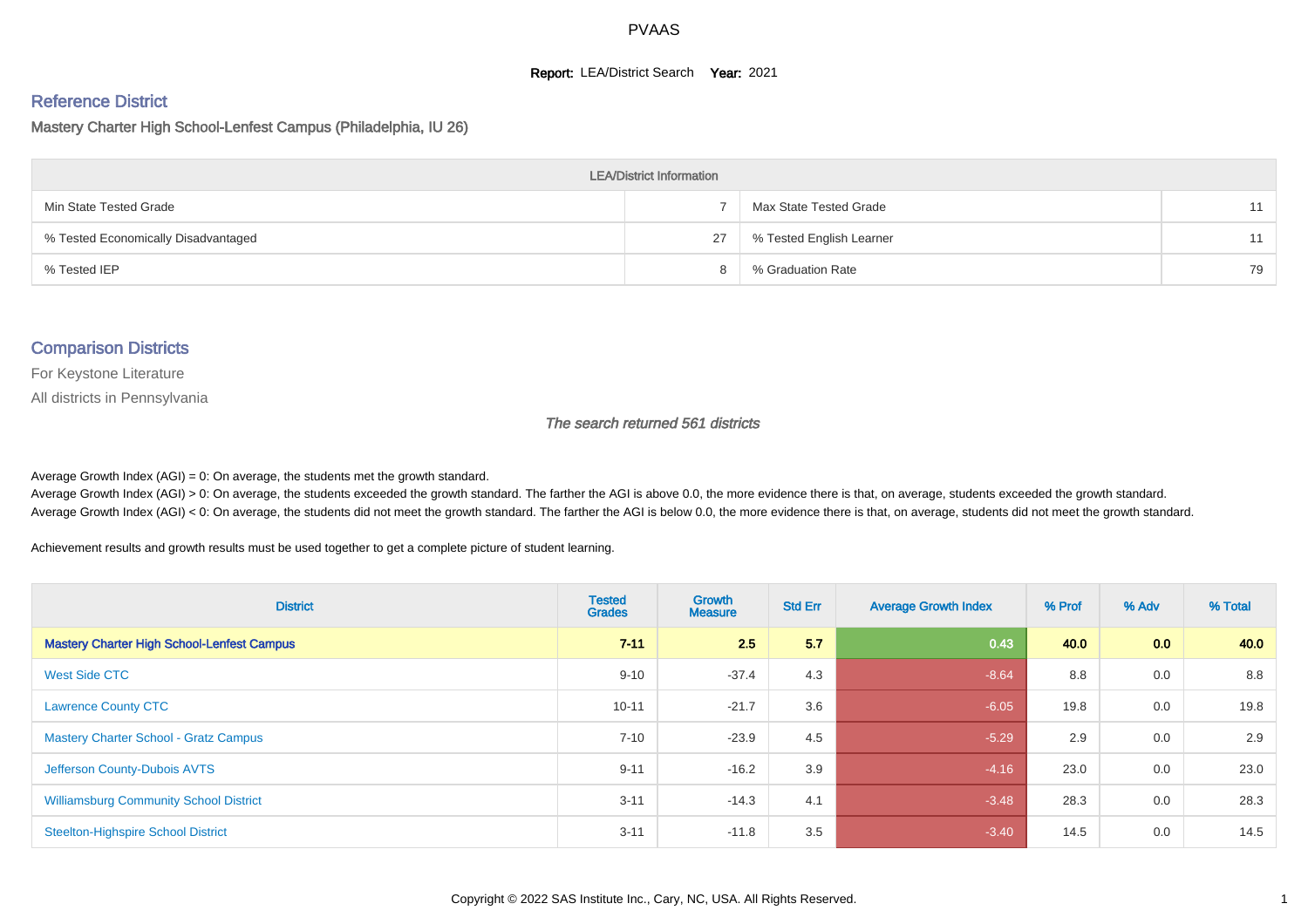# PVAAS

**Report:** LEA/District Search **Year:** 2021

## Reference District

### Mastery Charter High School-Lenfest Campus (Philadelphia, IU 26)

| LEA/District Information | | | |
|---|---|---|---|
| Min State Tested Grade | 7 | Max State Tested Grade | 11 |
| % Tested Economically Disadvantaged | 27 | % Tested English Learner | 11 |
| % Tested IEP | 8 | % Graduation Rate | 79 |

## Comparison Districts

For Keystone Literature

All districts in Pennsylvania

*The search returned 561 districts*

Average Growth Index (AGI) = 0: On average, the students met the growth standard.
Average Growth Index (AGI) > 0: On average, the students exceeded the growth standard. The farther the AGI is above 0.0, the more evidence there is that, on average, students exceeded the growth standard.
Average Growth Index (AGI) < 0: On average, the students did not meet the growth standard. The farther the AGI is below 0.0, the more evidence there is that, on average, students did not meet the growth standard.

Achievement results and growth results must be used together to get a complete picture of student learning.

| District | Tested Grades | Growth Measure | Std Err | Average Growth Index | % Prof | % Adv | % Total |
|---|---|---|---|---|---|---|---|
| **Mastery Charter High School-Lenfest Campus** | **7-11** | **2.5** | **5.7** | **0.43** | **40.0** | **0.0** | **40.0** |
| West Side CTC | 9-10 | -37.4 | 4.3 | -8.64 | 8.8 | 0.0 | 8.8 |
| Lawrence County CTC | 10-11 | -21.7 | 3.6 | -6.05 | 19.8 | 0.0 | 19.8 |
| Mastery Charter School - Gratz Campus | 7-10 | -23.9 | 4.5 | -5.29 | 2.9 | 0.0 | 2.9 |
| Jefferson County-Dubois AVTS | 9-11 | -16.2 | 3.9 | -4.16 | 23.0 | 0.0 | 23.0 |
| Williamsburg Community School District | 3-11 | -14.3 | 4.1 | -3.48 | 28.3 | 0.0 | 28.3 |
| Steelton-Highspire School District | 3-11 | -11.8 | 3.5 | -3.40 | 14.5 | 0.0 | 14.5 |

Copyright © 2022 SAS Institute Inc., Cary, NC, USA. All Rights Reserved.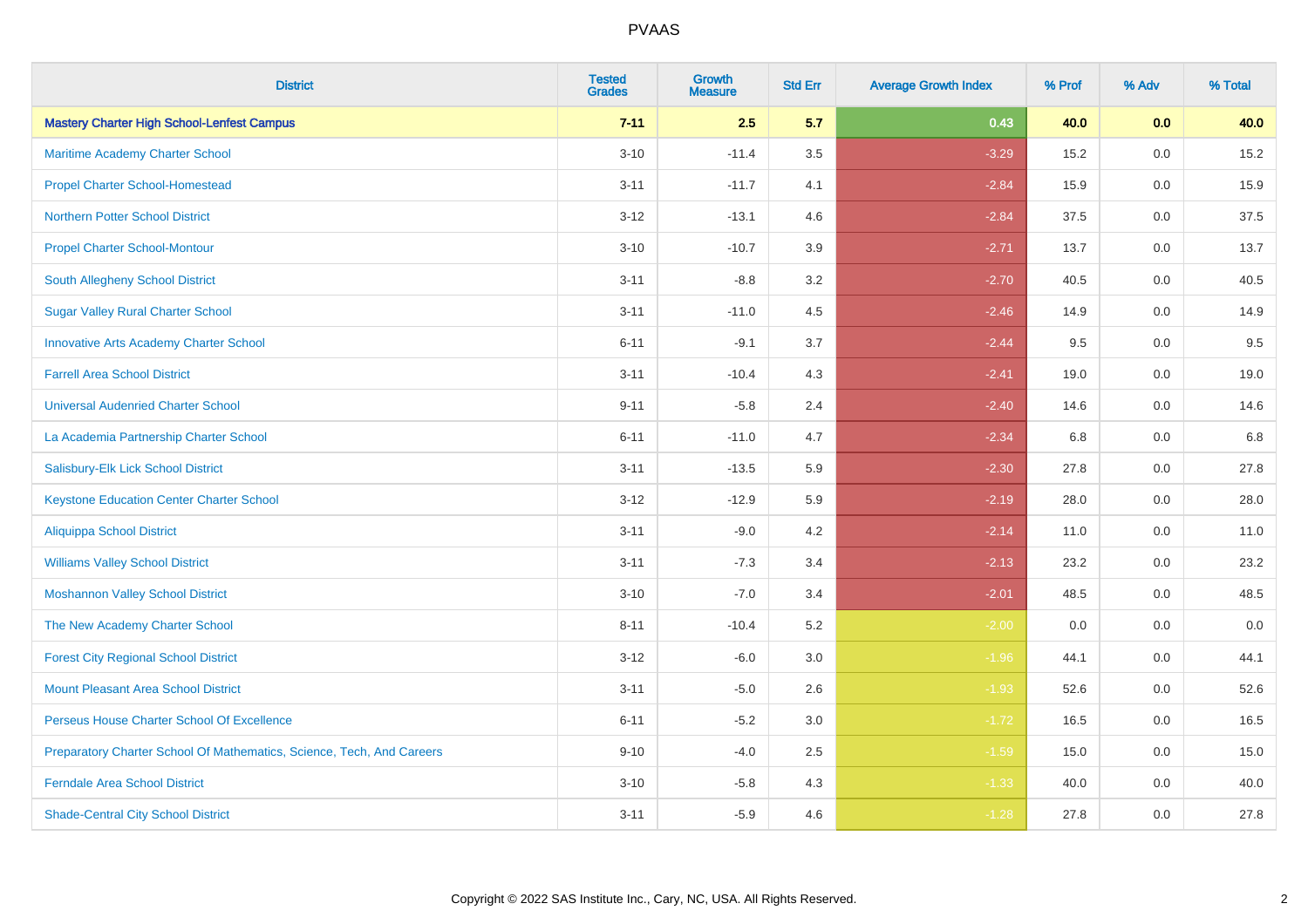| District | Tested Grades | Growth Measure | Std Err | Average Growth Index | % Prof | % Adv | % Total |
|---|---|---|---|---|---|---|---|
| **Mastery Charter High School-Lenfest Campus** | **7-11** | **2.5** | **5.7** | **0.43** | **40.0** | **0.0** | **40.0** |
| Maritime Academy Charter School | 3-10 | -11.4 | 3.5 | -3.29 | 15.2 | 0.0 | 15.2 |
| Propel Charter School-Homestead | 3-11 | -11.7 | 4.1 | -2.84 | 15.9 | 0.0 | 15.9 |
| Northern Potter School District | 3-12 | -13.1 | 4.6 | -2.84 | 37.5 | 0.0 | 37.5 |
| Propel Charter School-Montour | 3-10 | -10.7 | 3.9 | -2.71 | 13.7 | 0.0 | 13.7 |
| South Allegheny School District | 3-11 | -8.8 | 3.2 | -2.70 | 40.5 | 0.0 | 40.5 |
| Sugar Valley Rural Charter School | 3-11 | -11.0 | 4.5 | -2.46 | 14.9 | 0.0 | 14.9 |
| Innovative Arts Academy Charter School | 6-11 | -9.1 | 3.7 | -2.44 | 9.5 | 0.0 | 9.5 |
| Farrell Area School District | 3-11 | -10.4 | 4.3 | -2.41 | 19.0 | 0.0 | 19.0 |
| Universal Audenried Charter School | 9-11 | -5.8 | 2.4 | -2.40 | 14.6 | 0.0 | 14.6 |
| La Academia Partnership Charter School | 6-11 | -11.0 | 4.7 | -2.34 | 6.8 | 0.0 | 6.8 |
| Salisbury-Elk Lick School District | 3-11 | -13.5 | 5.9 | -2.30 | 27.8 | 0.0 | 27.8 |
| Keystone Education Center Charter School | 3-12 | -12.9 | 5.9 | -2.19 | 28.0 | 0.0 | 28.0 |
| Aliquippa School District | 3-11 | -9.0 | 4.2 | -2.14 | 11.0 | 0.0 | 11.0 |
| Williams Valley School District | 3-11 | -7.3 | 3.4 | -2.13 | 23.2 | 0.0 | 23.2 |
| Moshannon Valley School District | 3-10 | -7.0 | 3.4 | -2.01 | 48.5 | 0.0 | 48.5 |
| The New Academy Charter School | 8-11 | -10.4 | 5.2 | -2.00 | 0.0 | 0.0 | 0.0 |
| Forest City Regional School District | 3-12 | -6.0 | 3.0 | -1.96 | 44.1 | 0.0 | 44.1 |
| Mount Pleasant Area School District | 3-11 | -5.0 | 2.6 | -1.93 | 52.6 | 0.0 | 52.6 |
| Perseus House Charter School Of Excellence | 6-11 | -5.2 | 3.0 | -1.72 | 16.5 | 0.0 | 16.5 |
| Preparatory Charter School Of Mathematics, Science, Tech, And Careers | 9-10 | -4.0 | 2.5 | -1.59 | 15.0 | 0.0 | 15.0 |
| Ferndale Area School District | 3-10 | -5.8 | 4.3 | -1.33 | 40.0 | 0.0 | 40.0 |
| Shade-Central City School District | 3-11 | -5.9 | 4.6 | -1.28 | 27.8 | 0.0 | 27.8 |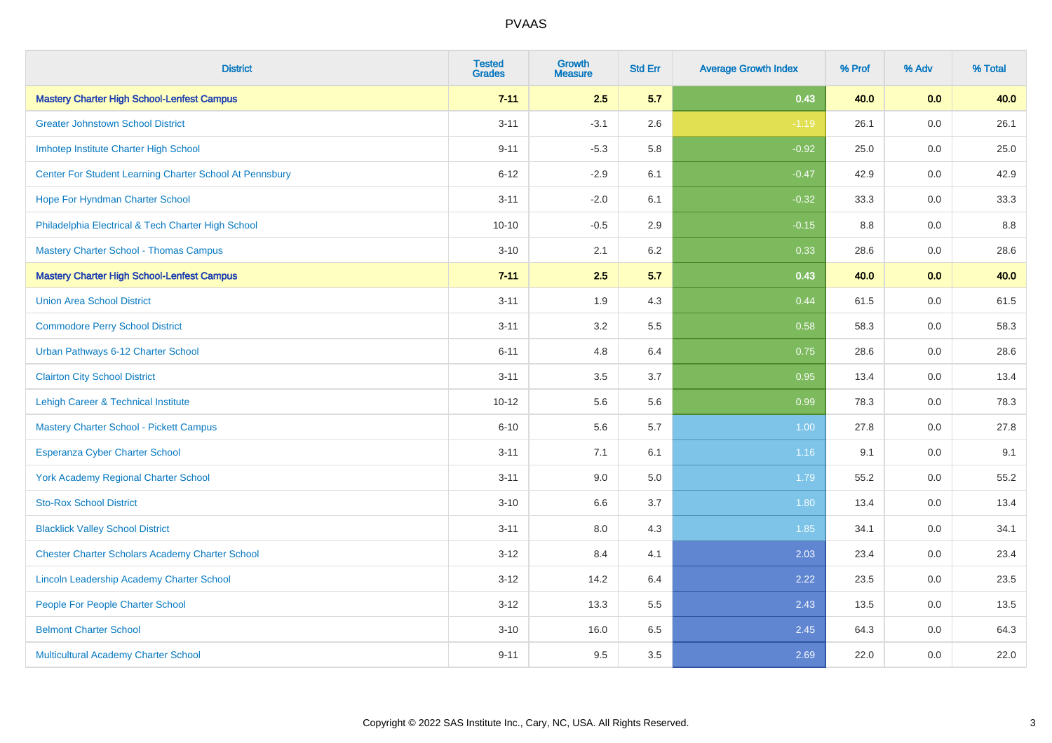# PVAAS

| District | Tested Grades | Growth Measure | Std Err | Average Growth Index | % Prof | % Adv | % Total |
|---|---|---|---|---|---|---|---|
| **Mastery Charter High School-Lenfest Campus** | **7-11** | **2.5** | **5.7** | **0.43** | **40.0** | **0.0** | **40.0** |
| Greater Johnstown School District | 3-11 | -3.1 | 2.6 | -1.19 | 26.1 | 0.0 | 26.1 |
| Imhotep Institute Charter High School | 9-11 | -5.3 | 5.8 | -0.92 | 25.0 | 0.0 | 25.0 |
| Center For Student Learning Charter School At Pennsbury | 6-12 | -2.9 | 6.1 | -0.47 | 42.9 | 0.0 | 42.9 |
| Hope For Hyndman Charter School | 3-11 | -2.0 | 6.1 | -0.32 | 33.3 | 0.0 | 33.3 |
| Philadelphia Electrical & Tech Charter High School | 10-10 | -0.5 | 2.9 | -0.15 | 8.8 | 0.0 | 8.8 |
| Mastery Charter School - Thomas Campus | 3-10 | 2.1 | 6.2 | 0.33 | 28.6 | 0.0 | 28.6 |
| **Mastery Charter High School-Lenfest Campus** | **7-11** | **2.5** | **5.7** | **0.43** | **40.0** | **0.0** | **40.0** |
| Union Area School District | 3-11 | 1.9 | 4.3 | 0.44 | 61.5 | 0.0 | 61.5 |
| Commodore Perry School District | 3-11 | 3.2 | 5.5 | 0.58 | 58.3 | 0.0 | 58.3 |
| Urban Pathways 6-12 Charter School | 6-11 | 4.8 | 6.4 | 0.75 | 28.6 | 0.0 | 28.6 |
| Clairton City School District | 3-11 | 3.5 | 3.7 | 0.95 | 13.4 | 0.0 | 13.4 |
| Lehigh Career & Technical Institute | 10-12 | 5.6 | 5.6 | 0.99 | 78.3 | 0.0 | 78.3 |
| Mastery Charter School - Pickett Campus | 6-10 | 5.6 | 5.7 | 1.00 | 27.8 | 0.0 | 27.8 |
| Esperanza Cyber Charter School | 3-11 | 7.1 | 6.1 | 1.16 | 9.1 | 0.0 | 9.1 |
| York Academy Regional Charter School | 3-11 | 9.0 | 5.0 | 1.79 | 55.2 | 0.0 | 55.2 |
| Sto-Rox School District | 3-10 | 6.6 | 3.7 | 1.80 | 13.4 | 0.0 | 13.4 |
| Blacklick Valley School District | 3-11 | 8.0 | 4.3 | 1.85 | 34.1 | 0.0 | 34.1 |
| Chester Charter Scholars Academy Charter School | 3-12 | 8.4 | 4.1 | 2.03 | 23.4 | 0.0 | 23.4 |
| Lincoln Leadership Academy Charter School | 3-12 | 14.2 | 6.4 | 2.22 | 23.5 | 0.0 | 23.5 |
| People For People Charter School | 3-12 | 13.3 | 5.5 | 2.43 | 13.5 | 0.0 | 13.5 |
| Belmont Charter School | 3-10 | 16.0 | 6.5 | 2.45 | 64.3 | 0.0 | 64.3 |
| Multicultural Academy Charter School | 9-11 | 9.5 | 3.5 | 2.69 | 22.0 | 0.0 | 22.0 |

Copyright © 2022 SAS Institute Inc., Cary, NC, USA. All Rights Reserved.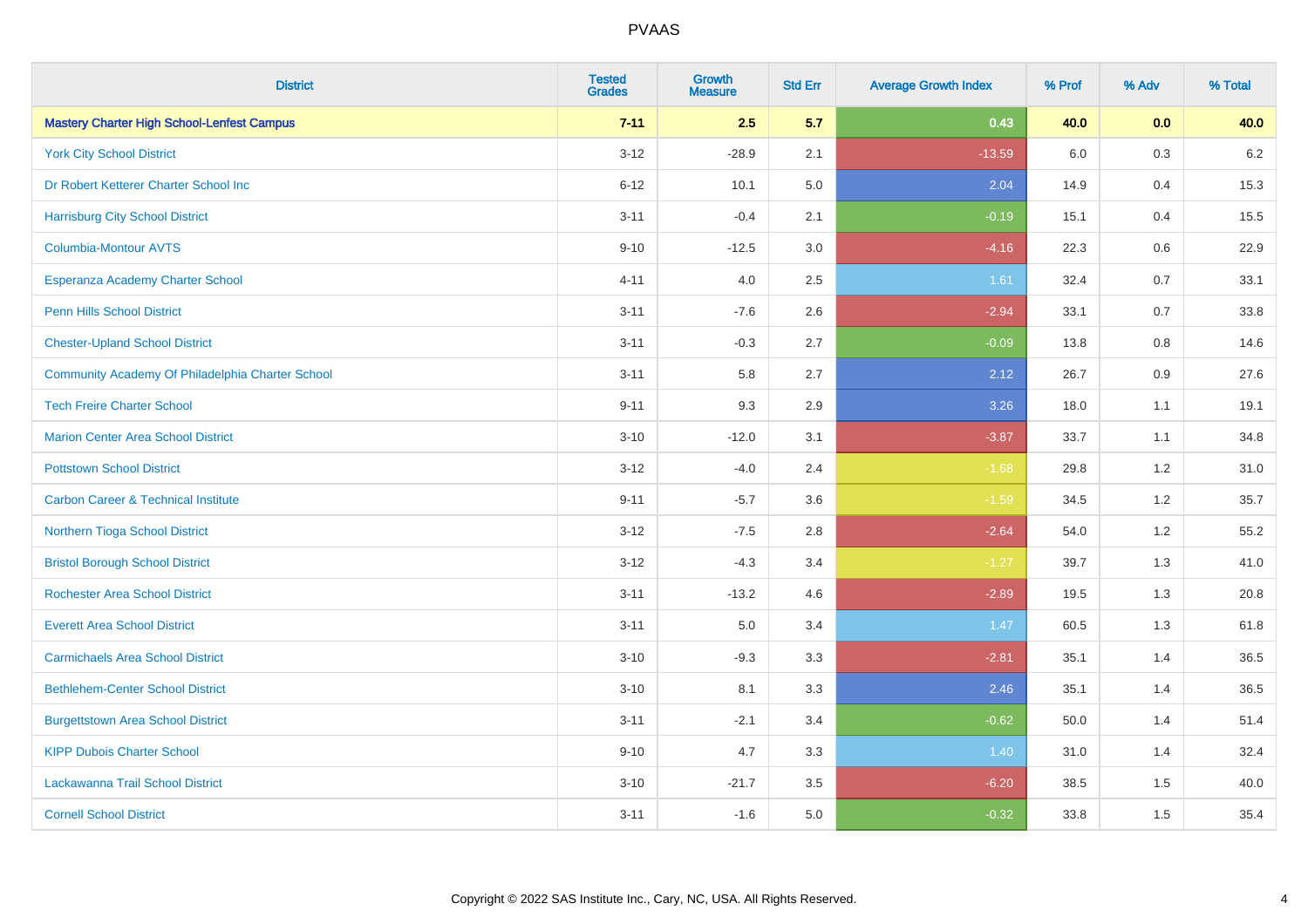| District | Tested Grades | Growth Measure | Std Err | Average Growth Index | % Prof | % Adv | % Total |
|---|---|---|---|---|---|---|---|
| **Mastery Charter High School-Lenfest Campus** | **7-11** | **2.5** | **5.7** | **0.43** | **40.0** | **0.0** | **40.0** |
| York City School District | 3-12 | -28.9 | 2.1 | -13.59 | 6.0 | 0.3 | 6.2 |
| Dr Robert Ketterer Charter School Inc | 6-12 | 10.1 | 5.0 | 2.04 | 14.9 | 0.4 | 15.3 |
| Harrisburg City School District | 3-11 | -0.4 | 2.1 | -0.19 | 15.1 | 0.4 | 15.5 |
| Columbia-Montour AVTS | 9-10 | -12.5 | 3.0 | -4.16 | 22.3 | 0.6 | 22.9 |
| Esperanza Academy Charter School | 4-11 | 4.0 | 2.5 | 1.61 | 32.4 | 0.7 | 33.1 |
| Penn Hills School District | 3-11 | -7.6 | 2.6 | -2.94 | 33.1 | 0.7 | 33.8 |
| Chester-Upland School District | 3-11 | -0.3 | 2.7 | -0.09 | 13.8 | 0.8 | 14.6 |
| Community Academy Of Philadelphia Charter School | 3-11 | 5.8 | 2.7 | 2.12 | 26.7 | 0.9 | 27.6 |
| Tech Freire Charter School | 9-11 | 9.3 | 2.9 | 3.26 | 18.0 | 1.1 | 19.1 |
| Marion Center Area School District | 3-10 | -12.0 | 3.1 | -3.87 | 33.7 | 1.1 | 34.8 |
| Pottstown School District | 3-12 | -4.0 | 2.4 | -1.68 | 29.8 | 1.2 | 31.0 |
| Carbon Career & Technical Institute | 9-11 | -5.7 | 3.6 | -1.59 | 34.5 | 1.2 | 35.7 |
| Northern Tioga School District | 3-12 | -7.5 | 2.8 | -2.64 | 54.0 | 1.2 | 55.2 |
| Bristol Borough School District | 3-12 | -4.3 | 3.4 | -1.27 | 39.7 | 1.3 | 41.0 |
| Rochester Area School District | 3-11 | -13.2 | 4.6 | -2.89 | 19.5 | 1.3 | 20.8 |
| Everett Area School District | 3-11 | 5.0 | 3.4 | 1.47 | 60.5 | 1.3 | 61.8 |
| Carmichaels Area School District | 3-10 | -9.3 | 3.3 | -2.81 | 35.1 | 1.4 | 36.5 |
| Bethlehem-Center School District | 3-10 | 8.1 | 3.3 | 2.46 | 35.1 | 1.4 | 36.5 |
| Burgettstown Area School District | 3-11 | -2.1 | 3.4 | -0.62 | 50.0 | 1.4 | 51.4 |
| KIPP Dubois Charter School | 9-10 | 4.7 | 3.3 | 1.40 | 31.0 | 1.4 | 32.4 |
| Lackawanna Trail School District | 3-10 | -21.7 | 3.5 | -6.20 | 38.5 | 1.5 | 40.0 |
| Cornell School District | 3-11 | -1.6 | 5.0 | -0.32 | 33.8 | 1.5 | 35.4 |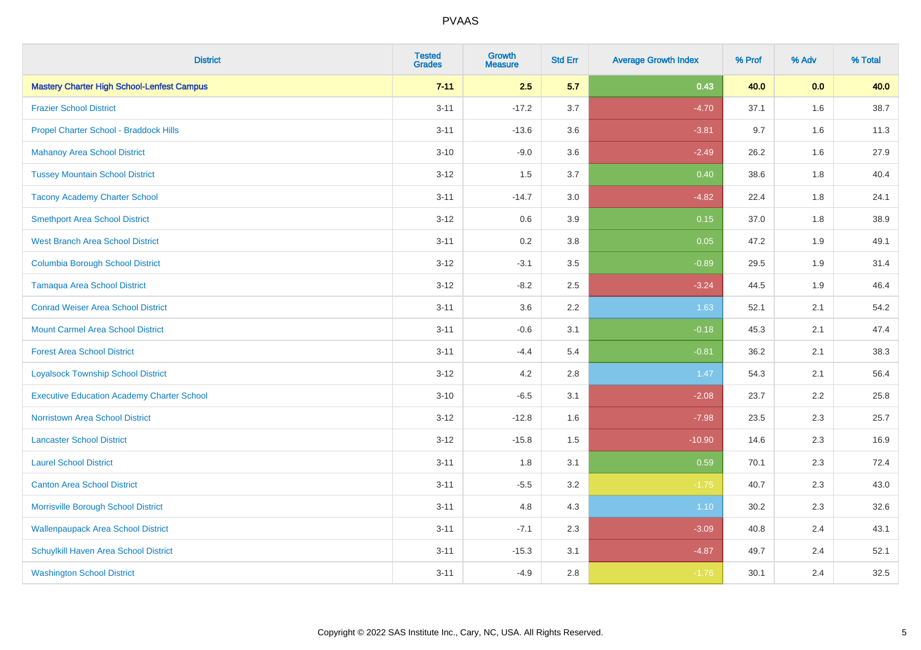# PVAAS

| District | Tested Grades | Growth Measure | Std Err | Average Growth Index | % Prof | % Adv | % Total |
|---|---|---|---|---|---|---|---|
| **Mastery Charter High School-Lenfest Campus** | **7-11** | **2.5** | **5.7** | **0.43** | **40.0** | **0.0** | **40.0** |
| Frazier School District | 3-11 | -17.2 | 3.7 | -4.70 | 37.1 | 1.6 | 38.7 |
| Propel Charter School - Braddock Hills | 3-11 | -13.6 | 3.6 | -3.81 | 9.7 | 1.6 | 11.3 |
| Mahanoy Area School District | 3-10 | -9.0 | 3.6 | -2.49 | 26.2 | 1.6 | 27.9 |
| Tussey Mountain School District | 3-12 | 1.5 | 3.7 | 0.40 | 38.6 | 1.8 | 40.4 |
| Tacony Academy Charter School | 3-11 | -14.7 | 3.0 | -4.82 | 22.4 | 1.8 | 24.1 |
| Smethport Area School District | 3-12 | 0.6 | 3.9 | 0.15 | 37.0 | 1.8 | 38.9 |
| West Branch Area School District | 3-11 | 0.2 | 3.8 | 0.05 | 47.2 | 1.9 | 49.1 |
| Columbia Borough School District | 3-12 | -3.1 | 3.5 | -0.89 | 29.5 | 1.9 | 31.4 |
| Tamaqua Area School District | 3-12 | -8.2 | 2.5 | -3.24 | 44.5 | 1.9 | 46.4 |
| Conrad Weiser Area School District | 3-11 | 3.6 | 2.2 | 1.63 | 52.1 | 2.1 | 54.2 |
| Mount Carmel Area School District | 3-11 | -0.6 | 3.1 | -0.18 | 45.3 | 2.1 | 47.4 |
| Forest Area School District | 3-11 | -4.4 | 5.4 | -0.81 | 36.2 | 2.1 | 38.3 |
| Loyalsock Township School District | 3-12 | 4.2 | 2.8 | 1.47 | 54.3 | 2.1 | 56.4 |
| Executive Education Academy Charter School | 3-10 | -6.5 | 3.1 | -2.08 | 23.7 | 2.2 | 25.8 |
| Norristown Area School District | 3-12 | -12.8 | 1.6 | -7.98 | 23.5 | 2.3 | 25.7 |
| Lancaster School District | 3-12 | -15.8 | 1.5 | -10.90 | 14.6 | 2.3 | 16.9 |
| Laurel School District | 3-11 | 1.8 | 3.1 | 0.59 | 70.1 | 2.3 | 72.4 |
| Canton Area School District | 3-11 | -5.5 | 3.2 | -1.75 | 40.7 | 2.3 | 43.0 |
| Morrisville Borough School District | 3-11 | 4.8 | 4.3 | 1.10 | 30.2 | 2.3 | 32.6 |
| Wallenpaupack Area School District | 3-11 | -7.1 | 2.3 | -3.09 | 40.8 | 2.4 | 43.1 |
| Schuylkill Haven Area School District | 3-11 | -15.3 | 3.1 | -4.87 | 49.7 | 2.4 | 52.1 |
| Washington School District | 3-11 | -4.9 | 2.8 | -1.76 | 30.1 | 2.4 | 32.5 |

Copyright © 2022 SAS Institute Inc., Cary, NC, USA. All Rights Reserved.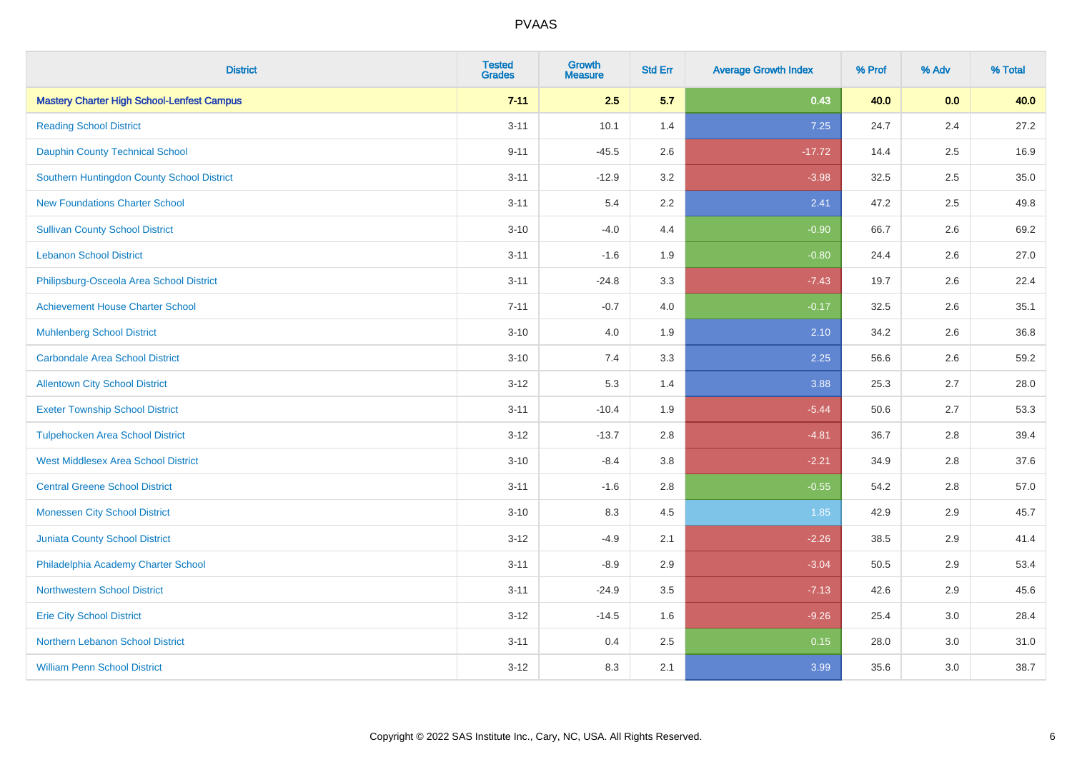| District | Tested Grades | Growth Measure | Std Err | Average Growth Index | % Prof | % Adv | % Total |
|---|---|---|---|---|---|---|---|
| **Mastery Charter High School-Lenfest Campus** | **7-11** | **2.5** | **5.7** | **0.43** | **40.0** | **0.0** | **40.0** |
| Reading School District | 3-11 | 10.1 | 1.4 | 7.25 | 24.7 | 2.4 | 27.2 |
| Dauphin County Technical School | 9-11 | -45.5 | 2.6 | -17.72 | 14.4 | 2.5 | 16.9 |
| Southern Huntingdon County School District | 3-11 | -12.9 | 3.2 | -3.98 | 32.5 | 2.5 | 35.0 |
| New Foundations Charter School | 3-11 | 5.4 | 2.2 | 2.41 | 47.2 | 2.5 | 49.8 |
| Sullivan County School District | 3-10 | -4.0 | 4.4 | -0.90 | 66.7 | 2.6 | 69.2 |
| Lebanon School District | 3-11 | -1.6 | 1.9 | -0.80 | 24.4 | 2.6 | 27.0 |
| Philipsburg-Osceola Area School District | 3-11 | -24.8 | 3.3 | -7.43 | 19.7 | 2.6 | 22.4 |
| Achievement House Charter School | 7-11 | -0.7 | 4.0 | -0.17 | 32.5 | 2.6 | 35.1 |
| Muhlenberg School District | 3-10 | 4.0 | 1.9 | 2.10 | 34.2 | 2.6 | 36.8 |
| Carbondale Area School District | 3-10 | 7.4 | 3.3 | 2.25 | 56.6 | 2.6 | 59.2 |
| Allentown City School District | 3-12 | 5.3 | 1.4 | 3.88 | 25.3 | 2.7 | 28.0 |
| Exeter Township School District | 3-11 | -10.4 | 1.9 | -5.44 | 50.6 | 2.7 | 53.3 |
| Tulpehocken Area School District | 3-12 | -13.7 | 2.8 | -4.81 | 36.7 | 2.8 | 39.4 |
| West Middlesex Area School District | 3-10 | -8.4 | 3.8 | -2.21 | 34.9 | 2.8 | 37.6 |
| Central Greene School District | 3-11 | -1.6 | 2.8 | -0.55 | 54.2 | 2.8 | 57.0 |
| Monessen City School District | 3-10 | 8.3 | 4.5 | 1.85 | 42.9 | 2.9 | 45.7 |
| Juniata County School District | 3-12 | -4.9 | 2.1 | -2.26 | 38.5 | 2.9 | 41.4 |
| Philadelphia Academy Charter School | 3-11 | -8.9 | 2.9 | -3.04 | 50.5 | 2.9 | 53.4 |
| Northwestern School District | 3-11 | -24.9 | 3.5 | -7.13 | 42.6 | 2.9 | 45.6 |
| Erie City School District | 3-12 | -14.5 | 1.6 | -9.26 | 25.4 | 3.0 | 28.4 |
| Northern Lebanon School District | 3-11 | 0.4 | 2.5 | 0.15 | 28.0 | 3.0 | 31.0 |
| William Penn School District | 3-12 | 8.3 | 2.1 | 3.99 | 35.6 | 3.0 | 38.7 |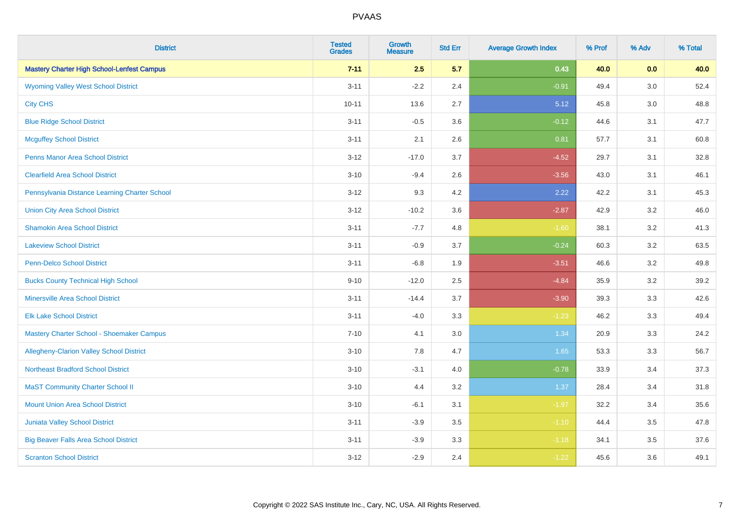# PVAAS

| District | Tested Grades | Growth Measure | Std Err | Average Growth Index | % Prof | % Adv | % Total |
|---|---|---|---|---|---|---|---|
| **Mastery Charter High School-Lenfest Campus** | **7-11** | **2.5** | **5.7** | **0.43** | **40.0** | **0.0** | **40.0** |
| Wyoming Valley West School District | 3-11 | -2.2 | 2.4 | -0.91 | 49.4 | 3.0 | 52.4 |
| City CHS | 10-11 | 13.6 | 2.7 | 5.12 | 45.8 | 3.0 | 48.8 |
| Blue Ridge School District | 3-11 | -0.5 | 3.6 | -0.12 | 44.6 | 3.1 | 47.7 |
| Mcguffey School District | 3-11 | 2.1 | 2.6 | 0.81 | 57.7 | 3.1 | 60.8 |
| Penns Manor Area School District | 3-12 | -17.0 | 3.7 | -4.52 | 29.7 | 3.1 | 32.8 |
| Clearfield Area School District | 3-10 | -9.4 | 2.6 | -3.56 | 43.0 | 3.1 | 46.1 |
| Pennsylvania Distance Learning Charter School | 3-12 | 9.3 | 4.2 | 2.22 | 42.2 | 3.1 | 45.3 |
| Union City Area School District | 3-12 | -10.2 | 3.6 | -2.87 | 42.9 | 3.2 | 46.0 |
| Shamokin Area School District | 3-11 | -7.7 | 4.8 | -1.60 | 38.1 | 3.2 | 41.3 |
| Lakeview School District | 3-11 | -0.9 | 3.7 | -0.24 | 60.3 | 3.2 | 63.5 |
| Penn-Delco School District | 3-11 | -6.8 | 1.9 | -3.51 | 46.6 | 3.2 | 49.8 |
| Bucks County Technical High School | 9-10 | -12.0 | 2.5 | -4.84 | 35.9 | 3.2 | 39.2 |
| Minersville Area School District | 3-11 | -14.4 | 3.7 | -3.90 | 39.3 | 3.3 | 42.6 |
| Elk Lake School District | 3-11 | -4.0 | 3.3 | -1.23 | 46.2 | 3.3 | 49.4 |
| Mastery Charter School - Shoemaker Campus | 7-10 | 4.1 | 3.0 | 1.34 | 20.9 | 3.3 | 24.2 |
| Allegheny-Clarion Valley School District | 3-10 | 7.8 | 4.7 | 1.65 | 53.3 | 3.3 | 56.7 |
| Northeast Bradford School District | 3-10 | -3.1 | 4.0 | -0.78 | 33.9 | 3.4 | 37.3 |
| MaST Community Charter School II | 3-10 | 4.4 | 3.2 | 1.37 | 28.4 | 3.4 | 31.8 |
| Mount Union Area School District | 3-10 | -6.1 | 3.1 | -1.97 | 32.2 | 3.4 | 35.6 |
| Juniata Valley School District | 3-11 | -3.9 | 3.5 | -1.10 | 44.4 | 3.5 | 47.8 |
| Big Beaver Falls Area School District | 3-11 | -3.9 | 3.3 | -1.18 | 34.1 | 3.5 | 37.6 |
| Scranton School District | 3-12 | -2.9 | 2.4 | -1.22 | 45.6 | 3.6 | 49.1 |

Copyright © 2022 SAS Institute Inc., Cary, NC, USA. All Rights Reserved.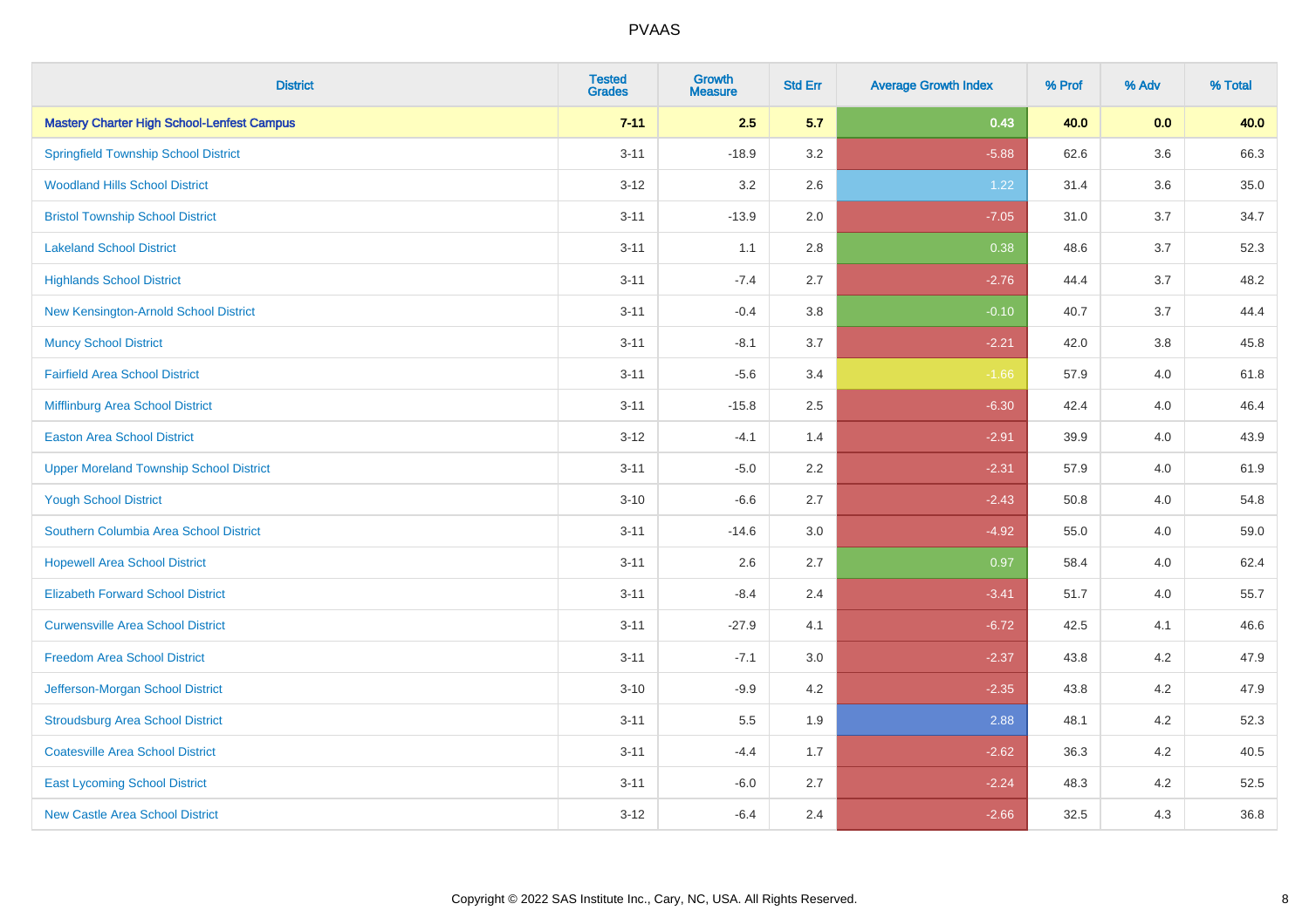| District | Tested Grades | Growth Measure | Std Err | Average Growth Index | % Prof | % Adv | % Total |
|---|---|---|---|---|---|---|---|
| **Mastery Charter High School-Lenfest Campus** | **7-11** | **2.5** | **5.7** | **0.43** | **40.0** | **0.0** | **40.0** |
| Springfield Township School District | 3-11 | -18.9 | 3.2 | -5.88 | 62.6 | 3.6 | 66.3 |
| Woodland Hills School District | 3-12 | 3.2 | 2.6 | 1.22 | 31.4 | 3.6 | 35.0 |
| Bristol Township School District | 3-11 | -13.9 | 2.0 | -7.05 | 31.0 | 3.7 | 34.7 |
| Lakeland School District | 3-11 | 1.1 | 2.8 | 0.38 | 48.6 | 3.7 | 52.3 |
| Highlands School District | 3-11 | -7.4 | 2.7 | -2.76 | 44.4 | 3.7 | 48.2 |
| New Kensington-Arnold School District | 3-11 | -0.4 | 3.8 | -0.10 | 40.7 | 3.7 | 44.4 |
| Muncy School District | 3-11 | -8.1 | 3.7 | -2.21 | 42.0 | 3.8 | 45.8 |
| Fairfield Area School District | 3-11 | -5.6 | 3.4 | -1.66 | 57.9 | 4.0 | 61.8 |
| Mifflinburg Area School District | 3-11 | -15.8 | 2.5 | -6.30 | 42.4 | 4.0 | 46.4 |
| Easton Area School District | 3-12 | -4.1 | 1.4 | -2.91 | 39.9 | 4.0 | 43.9 |
| Upper Moreland Township School District | 3-11 | -5.0 | 2.2 | -2.31 | 57.9 | 4.0 | 61.9 |
| Yough School District | 3-10 | -6.6 | 2.7 | -2.43 | 50.8 | 4.0 | 54.8 |
| Southern Columbia Area School District | 3-11 | -14.6 | 3.0 | -4.92 | 55.0 | 4.0 | 59.0 |
| Hopewell Area School District | 3-11 | 2.6 | 2.7 | 0.97 | 58.4 | 4.0 | 62.4 |
| Elizabeth Forward School District | 3-11 | -8.4 | 2.4 | -3.41 | 51.7 | 4.0 | 55.7 |
| Curwensville Area School District | 3-11 | -27.9 | 4.1 | -6.72 | 42.5 | 4.1 | 46.6 |
| Freedom Area School District | 3-11 | -7.1 | 3.0 | -2.37 | 43.8 | 4.2 | 47.9 |
| Jefferson-Morgan School District | 3-10 | -9.9 | 4.2 | -2.35 | 43.8 | 4.2 | 47.9 |
| Stroudsburg Area School District | 3-11 | 5.5 | 1.9 | 2.88 | 48.1 | 4.2 | 52.3 |
| Coatesville Area School District | 3-11 | -4.4 | 1.7 | -2.62 | 36.3 | 4.2 | 40.5 |
| East Lycoming School District | 3-11 | -6.0 | 2.7 | -2.24 | 48.3 | 4.2 | 52.5 |
| New Castle Area School District | 3-12 | -6.4 | 2.4 | -2.66 | 32.5 | 4.3 | 36.8 |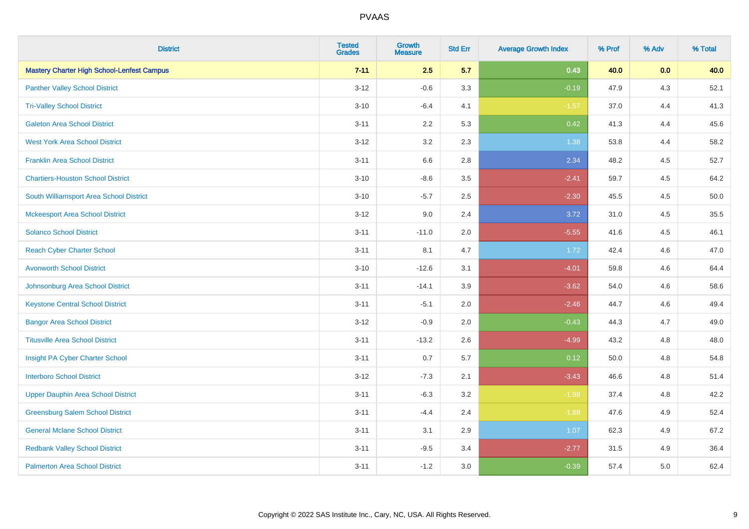# PVAAS

| District | Tested Grades | Growth Measure | Std Err | Average Growth Index | % Prof | % Adv | % Total |
|---|---|---|---|---|---|---|---|
| **Mastery Charter High School-Lenfest Campus** | **7-11** | **2.5** | **5.7** | **0.43** | **40.0** | **0.0** | **40.0** |
| Panther Valley School District | 3-12 | -0.6 | 3.3 | -0.19 | 47.9 | 4.3 | 52.1 |
| Tri-Valley School District | 3-10 | -6.4 | 4.1 | -1.57 | 37.0 | 4.4 | 41.3 |
| Galeton Area School District | 3-11 | 2.2 | 5.3 | 0.42 | 41.3 | 4.4 | 45.6 |
| West York Area School District | 3-12 | 3.2 | 2.3 | 1.38 | 53.8 | 4.4 | 58.2 |
| Franklin Area School District | 3-11 | 6.6 | 2.8 | 2.34 | 48.2 | 4.5 | 52.7 |
| Chartiers-Houston School District | 3-10 | -8.6 | 3.5 | -2.41 | 59.7 | 4.5 | 64.2 |
| South Williamsport Area School District | 3-10 | -5.7 | 2.5 | -2.30 | 45.5 | 4.5 | 50.0 |
| Mckeesport Area School District | 3-12 | 9.0 | 2.4 | 3.72 | 31.0 | 4.5 | 35.5 |
| Solanco School District | 3-11 | -11.0 | 2.0 | -5.55 | 41.6 | 4.5 | 46.1 |
| Reach Cyber Charter School | 3-11 | 8.1 | 4.7 | 1.72 | 42.4 | 4.6 | 47.0 |
| Avonworth School District | 3-10 | -12.6 | 3.1 | -4.01 | 59.8 | 4.6 | 64.4 |
| Johnsonburg Area School District | 3-11 | -14.1 | 3.9 | -3.62 | 54.0 | 4.6 | 58.6 |
| Keystone Central School District | 3-11 | -5.1 | 2.0 | -2.46 | 44.7 | 4.6 | 49.4 |
| Bangor Area School District | 3-12 | -0.9 | 2.0 | -0.43 | 44.3 | 4.7 | 49.0 |
| Titusville Area School District | 3-11 | -13.2 | 2.6 | -4.99 | 43.2 | 4.8 | 48.0 |
| Insight PA Cyber Charter School | 3-11 | 0.7 | 5.7 | 0.12 | 50.0 | 4.8 | 54.8 |
| Interboro School District | 3-12 | -7.3 | 2.1 | -3.43 | 46.6 | 4.8 | 51.4 |
| Upper Dauphin Area School District | 3-11 | -6.3 | 3.2 | -1.98 | 37.4 | 4.8 | 42.2 |
| Greensburg Salem School District | 3-11 | -4.4 | 2.4 | -1.88 | 47.6 | 4.9 | 52.4 |
| General Mclane School District | 3-11 | 3.1 | 2.9 | 1.07 | 62.3 | 4.9 | 67.2 |
| Redbank Valley School District | 3-11 | -9.5 | 3.4 | -2.77 | 31.5 | 4.9 | 36.4 |
| Palmerton Area School District | 3-11 | -1.2 | 3.0 | -0.39 | 57.4 | 5.0 | 62.4 |

Copyright © 2022 SAS Institute Inc., Cary, NC, USA. All Rights Reserved.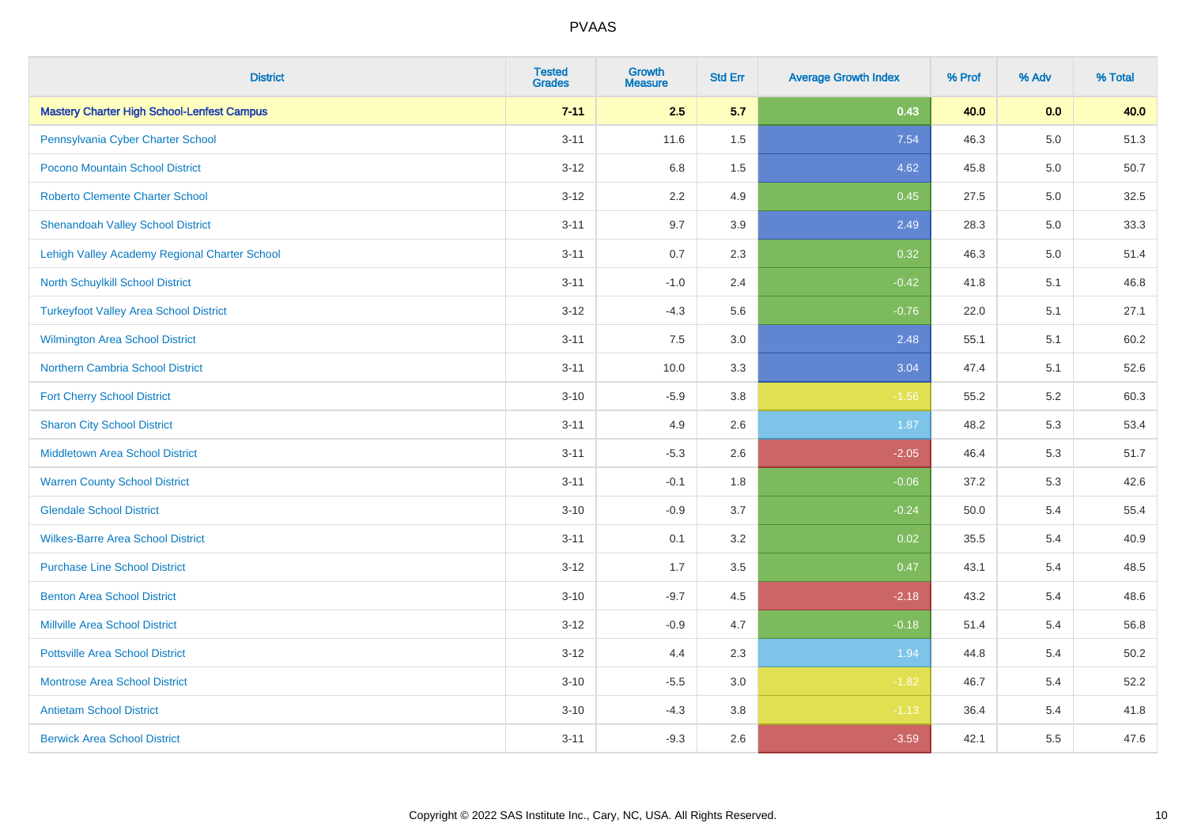| District | Tested Grades | Growth Measure | Std Err | Average Growth Index | % Prof | % Adv | % Total |
|---|---|---|---|---|---|---|---|
| **Mastery Charter High School-Lenfest Campus** | **7-11** | **2.5** | **5.7** | **0.43** | **40.0** | **0.0** | **40.0** |
| Pennsylvania Cyber Charter School | 3-11 | 11.6 | 1.5 | 7.54 | 46.3 | 5.0 | 51.3 |
| Pocono Mountain School District | 3-12 | 6.8 | 1.5 | 4.62 | 45.8 | 5.0 | 50.7 |
| Roberto Clemente Charter School | 3-12 | 2.2 | 4.9 | 0.45 | 27.5 | 5.0 | 32.5 |
| Shenandoah Valley School District | 3-11 | 9.7 | 3.9 | 2.49 | 28.3 | 5.0 | 33.3 |
| Lehigh Valley Academy Regional Charter School | 3-11 | 0.7 | 2.3 | 0.32 | 46.3 | 5.0 | 51.4 |
| North Schuylkill School District | 3-11 | -1.0 | 2.4 | -0.42 | 41.8 | 5.1 | 46.8 |
| Turkeyfoot Valley Area School District | 3-12 | -4.3 | 5.6 | -0.76 | 22.0 | 5.1 | 27.1 |
| Wilmington Area School District | 3-11 | 7.5 | 3.0 | 2.48 | 55.1 | 5.1 | 60.2 |
| Northern Cambria School District | 3-11 | 10.0 | 3.3 | 3.04 | 47.4 | 5.1 | 52.6 |
| Fort Cherry School District | 3-10 | -5.9 | 3.8 | -1.56 | 55.2 | 5.2 | 60.3 |
| Sharon City School District | 3-11 | 4.9 | 2.6 | 1.87 | 48.2 | 5.3 | 53.4 |
| Middletown Area School District | 3-11 | -5.3 | 2.6 | -2.05 | 46.4 | 5.3 | 51.7 |
| Warren County School District | 3-11 | -0.1 | 1.8 | -0.06 | 37.2 | 5.3 | 42.6 |
| Glendale School District | 3-10 | -0.9 | 3.7 | -0.24 | 50.0 | 5.4 | 55.4 |
| Wilkes-Barre Area School District | 3-11 | 0.1 | 3.2 | 0.02 | 35.5 | 5.4 | 40.9 |
| Purchase Line School District | 3-12 | 1.7 | 3.5 | 0.47 | 43.1 | 5.4 | 48.5 |
| Benton Area School District | 3-10 | -9.7 | 4.5 | -2.18 | 43.2 | 5.4 | 48.6 |
| Millville Area School District | 3-12 | -0.9 | 4.7 | -0.18 | 51.4 | 5.4 | 56.8 |
| Pottsville Area School District | 3-12 | 4.4 | 2.3 | 1.94 | 44.8 | 5.4 | 50.2 |
| Montrose Area School District | 3-10 | -5.5 | 3.0 | -1.82 | 46.7 | 5.4 | 52.2 |
| Antietam School District | 3-10 | -4.3 | 3.8 | -1.13 | 36.4 | 5.4 | 41.8 |
| Berwick Area School District | 3-11 | -9.3 | 2.6 | -3.59 | 42.1 | 5.5 | 47.6 |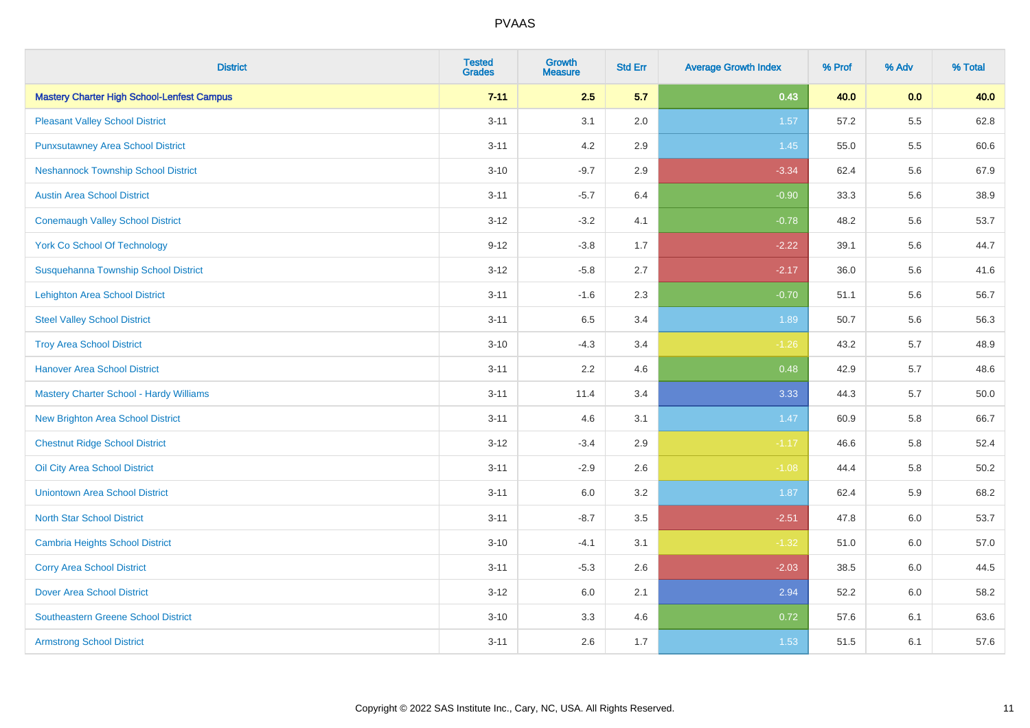# PVAAS

| District | Tested Grades | Growth Measure | Std Err | Average Growth Index | % Prof | % Adv | % Total |
|---|---|---|---|---|---|---|---|
| **Mastery Charter High School-Lenfest Campus** | **7-11** | **2.5** | **5.7** | **0.43** | **40.0** | **0.0** | **40.0** |
| Pleasant Valley School District | 3-11 | 3.1 | 2.0 | 1.57 | 57.2 | 5.5 | 62.8 |
| Punxsutawney Area School District | 3-11 | 4.2 | 2.9 | 1.45 | 55.0 | 5.5 | 60.6 |
| Neshannock Township School District | 3-10 | -9.7 | 2.9 | -3.34 | 62.4 | 5.6 | 67.9 |
| Austin Area School District | 3-11 | -5.7 | 6.4 | -0.90 | 33.3 | 5.6 | 38.9 |
| Conemaugh Valley School District | 3-12 | -3.2 | 4.1 | -0.78 | 48.2 | 5.6 | 53.7 |
| York Co School Of Technology | 9-12 | -3.8 | 1.7 | -2.22 | 39.1 | 5.6 | 44.7 |
| Susquehanna Township School District | 3-12 | -5.8 | 2.7 | -2.17 | 36.0 | 5.6 | 41.6 |
| Lehighton Area School District | 3-11 | -1.6 | 2.3 | -0.70 | 51.1 | 5.6 | 56.7 |
| Steel Valley School District | 3-11 | 6.5 | 3.4 | 1.89 | 50.7 | 5.6 | 56.3 |
| Troy Area School District | 3-10 | -4.3 | 3.4 | -1.26 | 43.2 | 5.7 | 48.9 |
| Hanover Area School District | 3-11 | 2.2 | 4.6 | 0.48 | 42.9 | 5.7 | 48.6 |
| Mastery Charter School - Hardy Williams | 3-11 | 11.4 | 3.4 | 3.33 | 44.3 | 5.7 | 50.0 |
| New Brighton Area School District | 3-11 | 4.6 | 3.1 | 1.47 | 60.9 | 5.8 | 66.7 |
| Chestnut Ridge School District | 3-12 | -3.4 | 2.9 | -1.17 | 46.6 | 5.8 | 52.4 |
| Oil City Area School District | 3-11 | -2.9 | 2.6 | -1.08 | 44.4 | 5.8 | 50.2 |
| Uniontown Area School District | 3-11 | 6.0 | 3.2 | 1.87 | 62.4 | 5.9 | 68.2 |
| North Star School District | 3-11 | -8.7 | 3.5 | -2.51 | 47.8 | 6.0 | 53.7 |
| Cambria Heights School District | 3-10 | -4.1 | 3.1 | -1.32 | 51.0 | 6.0 | 57.0 |
| Corry Area School District | 3-11 | -5.3 | 2.6 | -2.03 | 38.5 | 6.0 | 44.5 |
| Dover Area School District | 3-12 | 6.0 | 2.1 | 2.94 | 52.2 | 6.0 | 58.2 |
| Southeastern Greene School District | 3-10 | 3.3 | 4.6 | 0.72 | 57.6 | 6.1 | 63.6 |
| Armstrong School District | 3-11 | 2.6 | 1.7 | 1.53 | 51.5 | 6.1 | 57.6 |

Copyright © 2022 SAS Institute Inc., Cary, NC, USA. All Rights Reserved.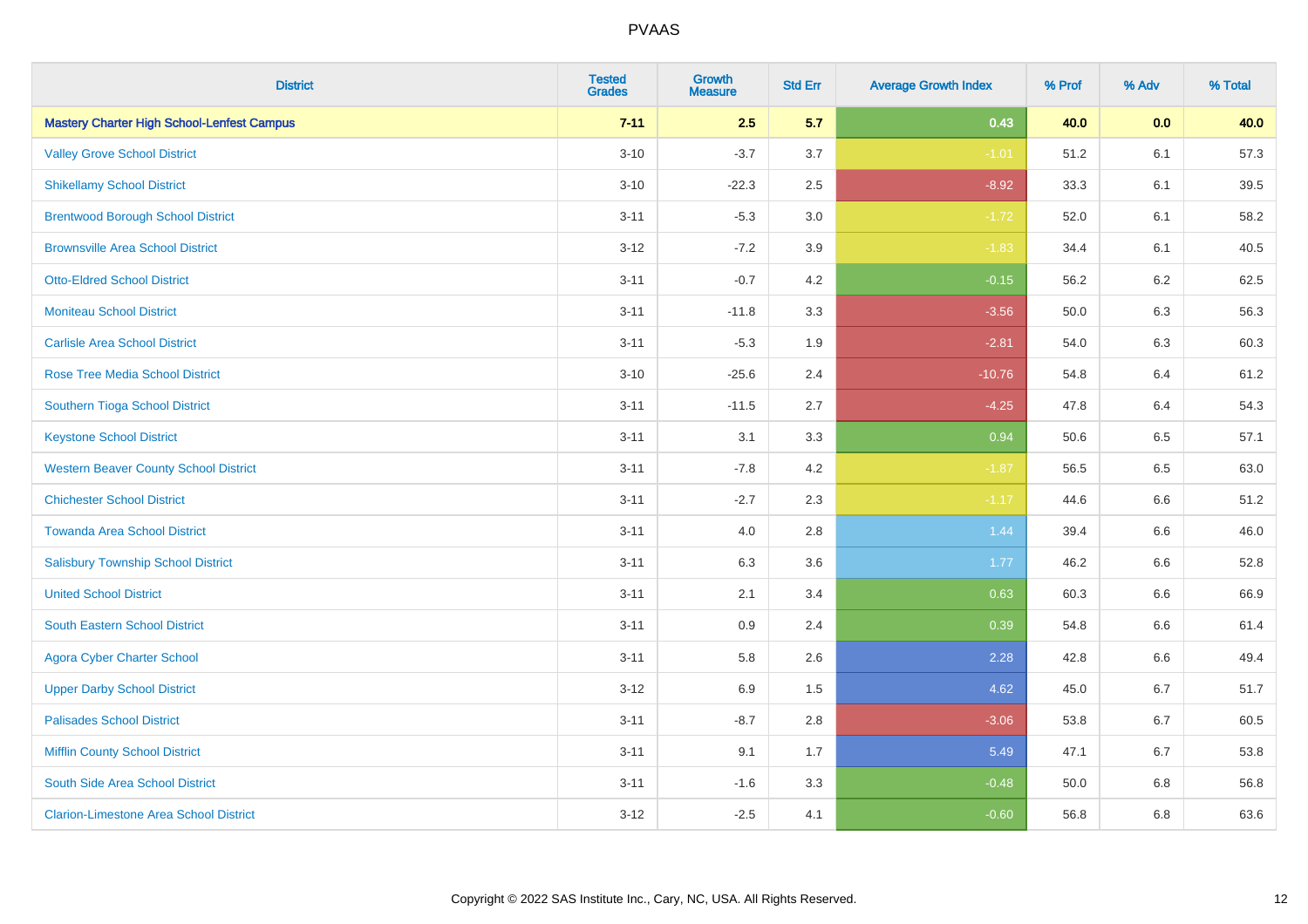# PVAAS

| District | Tested Grades | Growth Measure | Std Err | Average Growth Index | % Prof | % Adv | % Total |
|---|---|---|---|---|---|---|---|
| **Mastery Charter High School-Lenfest Campus** | **7-11** | **2.5** | **5.7** | **0.43** | **40.0** | **0.0** | **40.0** |
| Valley Grove School District | 3-10 | -3.7 | 3.7 | -1.01 | 51.2 | 6.1 | 57.3 |
| Shikellamy School District | 3-10 | -22.3 | 2.5 | -8.92 | 33.3 | 6.1 | 39.5 |
| Brentwood Borough School District | 3-11 | -5.3 | 3.0 | -1.72 | 52.0 | 6.1 | 58.2 |
| Brownsville Area School District | 3-12 | -7.2 | 3.9 | -1.83 | 34.4 | 6.1 | 40.5 |
| Otto-Eldred School District | 3-11 | -0.7 | 4.2 | -0.15 | 56.2 | 6.2 | 62.5 |
| Moniteau School District | 3-11 | -11.8 | 3.3 | -3.56 | 50.0 | 6.3 | 56.3 |
| Carlisle Area School District | 3-11 | -5.3 | 1.9 | -2.81 | 54.0 | 6.3 | 60.3 |
| Rose Tree Media School District | 3-10 | -25.6 | 2.4 | -10.76 | 54.8 | 6.4 | 61.2 |
| Southern Tioga School District | 3-11 | -11.5 | 2.7 | -4.25 | 47.8 | 6.4 | 54.3 |
| Keystone School District | 3-11 | 3.1 | 3.3 | 0.94 | 50.6 | 6.5 | 57.1 |
| Western Beaver County School District | 3-11 | -7.8 | 4.2 | -1.87 | 56.5 | 6.5 | 63.0 |
| Chichester School District | 3-11 | -2.7 | 2.3 | -1.17 | 44.6 | 6.6 | 51.2 |
| Towanda Area School District | 3-11 | 4.0 | 2.8 | 1.44 | 39.4 | 6.6 | 46.0 |
| Salisbury Township School District | 3-11 | 6.3 | 3.6 | 1.77 | 46.2 | 6.6 | 52.8 |
| United School District | 3-11 | 2.1 | 3.4 | 0.63 | 60.3 | 6.6 | 66.9 |
| South Eastern School District | 3-11 | 0.9 | 2.4 | 0.39 | 54.8 | 6.6 | 61.4 |
| Agora Cyber Charter School | 3-11 | 5.8 | 2.6 | 2.28 | 42.8 | 6.6 | 49.4 |
| Upper Darby School District | 3-12 | 6.9 | 1.5 | 4.62 | 45.0 | 6.7 | 51.7 |
| Palisades School District | 3-11 | -8.7 | 2.8 | -3.06 | 53.8 | 6.7 | 60.5 |
| Mifflin County School District | 3-11 | 9.1 | 1.7 | 5.49 | 47.1 | 6.7 | 53.8 |
| South Side Area School District | 3-11 | -1.6 | 3.3 | -0.48 | 50.0 | 6.8 | 56.8 |
| Clarion-Limestone Area School District | 3-12 | -2.5 | 4.1 | -0.60 | 56.8 | 6.8 | 63.6 |

Copyright © 2022 SAS Institute Inc., Cary, NC, USA. All Rights Reserved.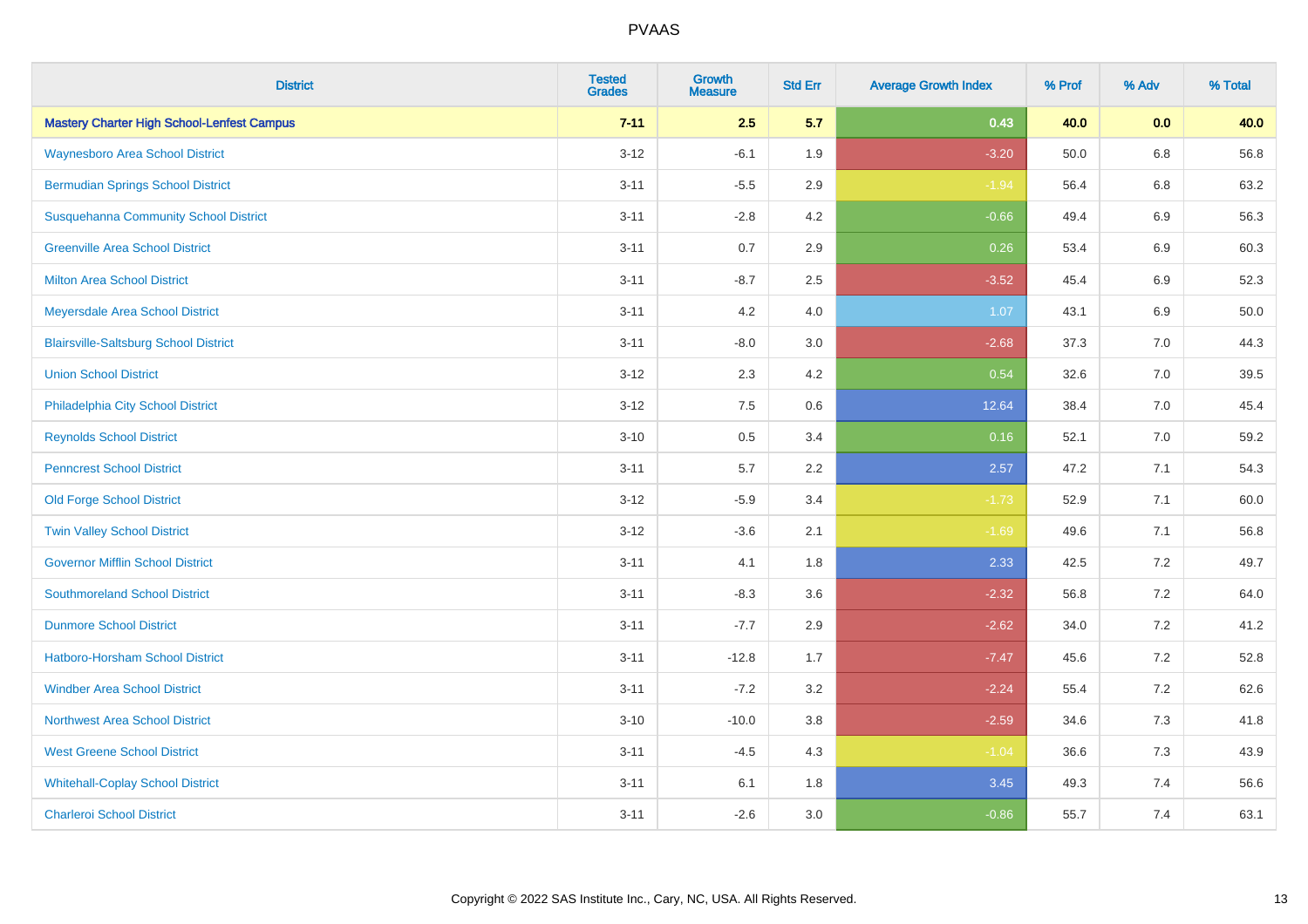| District | Tested Grades | Growth Measure | Std Err | Average Growth Index | % Prof | % Adv | % Total |
|---|---|---|---|---|---|---|---|
| **Mastery Charter High School-Lenfest Campus** | **7-11** | **2.5** | **5.7** | **0.43** | **40.0** | **0.0** | **40.0** |
| Waynesboro Area School District | 3-12 | -6.1 | 1.9 | -3.20 | 50.0 | 6.8 | 56.8 |
| Bermudian Springs School District | 3-11 | -5.5 | 2.9 | -1.94 | 56.4 | 6.8 | 63.2 |
| Susquehanna Community School District | 3-11 | -2.8 | 4.2 | -0.66 | 49.4 | 6.9 | 56.3 |
| Greenville Area School District | 3-11 | 0.7 | 2.9 | 0.26 | 53.4 | 6.9 | 60.3 |
| Milton Area School District | 3-11 | -8.7 | 2.5 | -3.52 | 45.4 | 6.9 | 52.3 |
| Meyersdale Area School District | 3-11 | 4.2 | 4.0 | 1.07 | 43.1 | 6.9 | 50.0 |
| Blairsville-Saltsburg School District | 3-11 | -8.0 | 3.0 | -2.68 | 37.3 | 7.0 | 44.3 |
| Union School District | 3-12 | 2.3 | 4.2 | 0.54 | 32.6 | 7.0 | 39.5 |
| Philadelphia City School District | 3-12 | 7.5 | 0.6 | 12.64 | 38.4 | 7.0 | 45.4 |
| Reynolds School District | 3-10 | 0.5 | 3.4 | 0.16 | 52.1 | 7.0 | 59.2 |
| Penncrest School District | 3-11 | 5.7 | 2.2 | 2.57 | 47.2 | 7.1 | 54.3 |
| Old Forge School District | 3-12 | -5.9 | 3.4 | -1.73 | 52.9 | 7.1 | 60.0 |
| Twin Valley School District | 3-12 | -3.6 | 2.1 | -1.69 | 49.6 | 7.1 | 56.8 |
| Governor Mifflin School District | 3-11 | 4.1 | 1.8 | 2.33 | 42.5 | 7.2 | 49.7 |
| Southmoreland School District | 3-11 | -8.3 | 3.6 | -2.32 | 56.8 | 7.2 | 64.0 |
| Dunmore School District | 3-11 | -7.7 | 2.9 | -2.62 | 34.0 | 7.2 | 41.2 |
| Hatboro-Horsham School District | 3-11 | -12.8 | 1.7 | -7.47 | 45.6 | 7.2 | 52.8 |
| Windber Area School District | 3-11 | -7.2 | 3.2 | -2.24 | 55.4 | 7.2 | 62.6 |
| Northwest Area School District | 3-10 | -10.0 | 3.8 | -2.59 | 34.6 | 7.3 | 41.8 |
| West Greene School District | 3-11 | -4.5 | 4.3 | -1.04 | 36.6 | 7.3 | 43.9 |
| Whitehall-Coplay School District | 3-11 | 6.1 | 1.8 | 3.45 | 49.3 | 7.4 | 56.6 |
| Charleroi School District | 3-11 | -2.6 | 3.0 | -0.86 | 55.7 | 7.4 | 63.1 |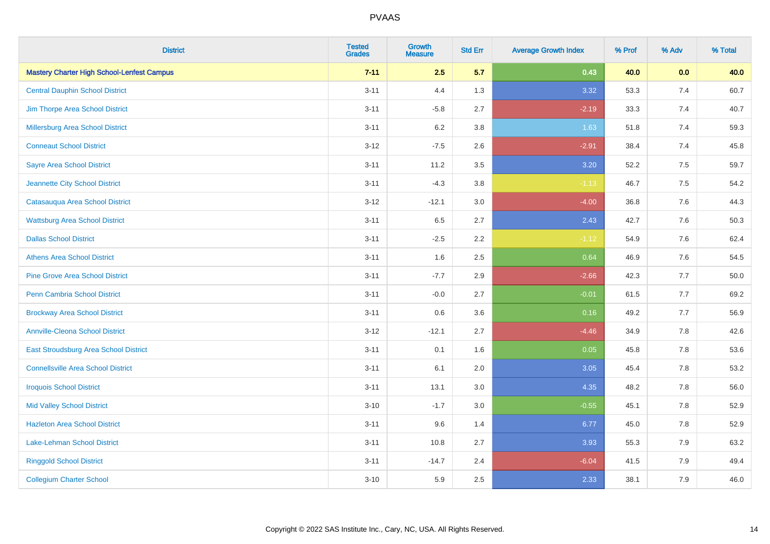PVAAS

| District | Tested Grades | Growth Measure | Std Err | Average Growth Index | % Prof | % Adv | % Total |
|---|---|---|---|---|---|---|---|
| **Mastery Charter High School-Lenfest Campus** | **7-11** | **2.5** | **5.7** | **0.43** | **40.0** | **0.0** | **40.0** |
| Central Dauphin School District | 3-11 | 4.4 | 1.3 | 3.32 | 53.3 | 7.4 | 60.7 |
| Jim Thorpe Area School District | 3-11 | -5.8 | 2.7 | -2.19 | 33.3 | 7.4 | 40.7 |
| Millersburg Area School District | 3-11 | 6.2 | 3.8 | 1.63 | 51.8 | 7.4 | 59.3 |
| Conneaut School District | 3-12 | -7.5 | 2.6 | -2.91 | 38.4 | 7.4 | 45.8 |
| Sayre Area School District | 3-11 | 11.2 | 3.5 | 3.20 | 52.2 | 7.5 | 59.7 |
| Jeannette City School District | 3-11 | -4.3 | 3.8 | -1.13 | 46.7 | 7.5 | 54.2 |
| Catasauqua Area School District | 3-12 | -12.1 | 3.0 | -4.00 | 36.8 | 7.6 | 44.3 |
| Wattsburg Area School District | 3-11 | 6.5 | 2.7 | 2.43 | 42.7 | 7.6 | 50.3 |
| Dallas School District | 3-11 | -2.5 | 2.2 | -1.12 | 54.9 | 7.6 | 62.4 |
| Athens Area School District | 3-11 | 1.6 | 2.5 | 0.64 | 46.9 | 7.6 | 54.5 |
| Pine Grove Area School District | 3-11 | -7.7 | 2.9 | -2.66 | 42.3 | 7.7 | 50.0 |
| Penn Cambria School District | 3-11 | -0.0 | 2.7 | -0.01 | 61.5 | 7.7 | 69.2 |
| Brockway Area School District | 3-11 | 0.6 | 3.6 | 0.16 | 49.2 | 7.7 | 56.9 |
| Annville-Cleona School District | 3-12 | -12.1 | 2.7 | -4.46 | 34.9 | 7.8 | 42.6 |
| East Stroudsburg Area School District | 3-11 | 0.1 | 1.6 | 0.05 | 45.8 | 7.8 | 53.6 |
| Connellsville Area School District | 3-11 | 6.1 | 2.0 | 3.05 | 45.4 | 7.8 | 53.2 |
| Iroquois School District | 3-11 | 13.1 | 3.0 | 4.35 | 48.2 | 7.8 | 56.0 |
| Mid Valley School District | 3-10 | -1.7 | 3.0 | -0.55 | 45.1 | 7.8 | 52.9 |
| Hazleton Area School District | 3-11 | 9.6 | 1.4 | 6.77 | 45.0 | 7.8 | 52.9 |
| Lake-Lehman School District | 3-11 | 10.8 | 2.7 | 3.93 | 55.3 | 7.9 | 63.2 |
| Ringgold School District | 3-11 | -14.7 | 2.4 | -6.04 | 41.5 | 7.9 | 49.4 |
| Collegium Charter School | 3-10 | 5.9 | 2.5 | 2.33 | 38.1 | 7.9 | 46.0 |

Copyright © 2022 SAS Institute Inc., Cary, NC, USA. All Rights Reserved.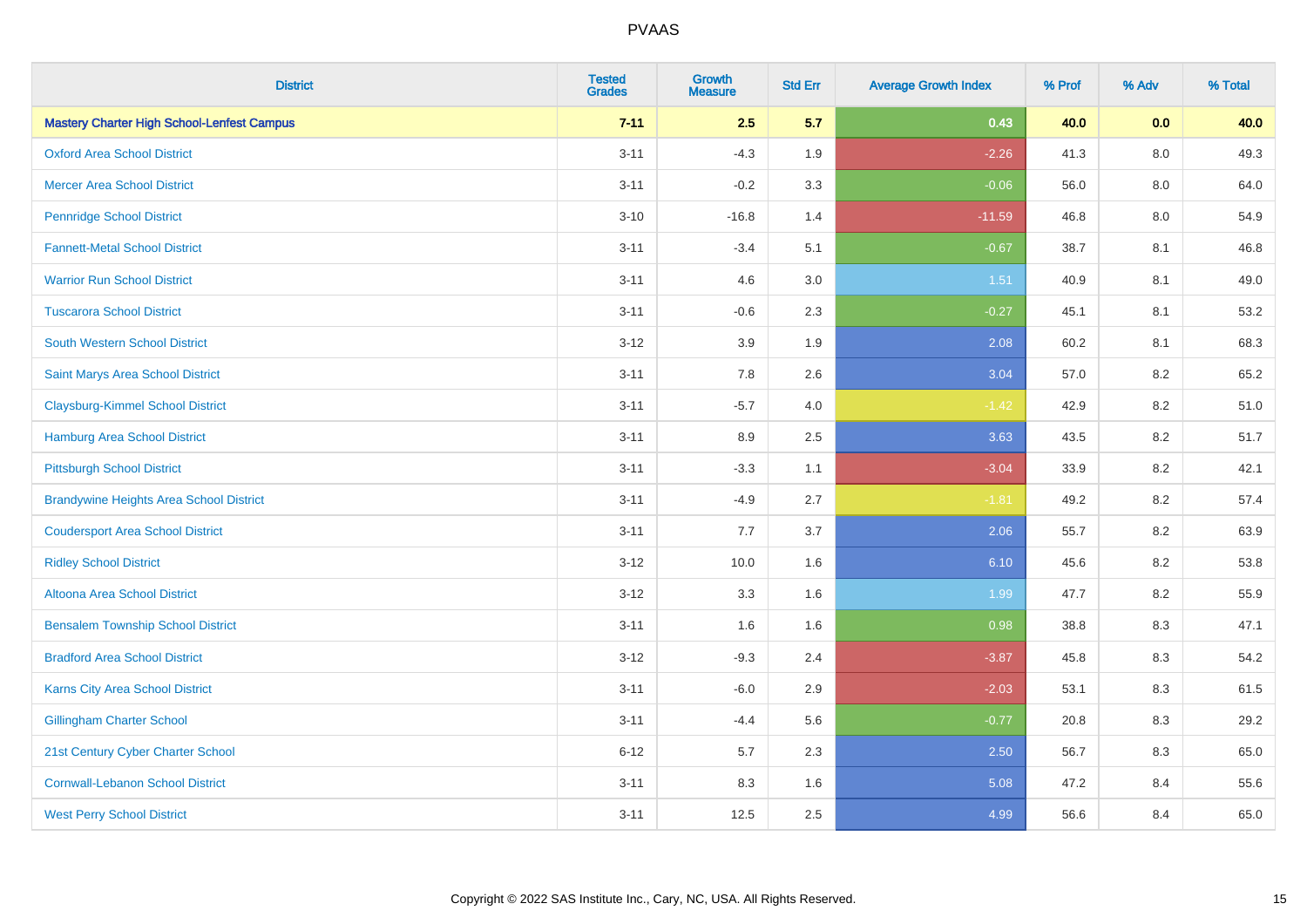# PVAAS

| District | Tested Grades | Growth Measure | Std Err | Average Growth Index | % Prof | % Adv | % Total |
|---|---|---|---|---|---|---|---|
| **Mastery Charter High School-Lenfest Campus** | **7-11** | **2.5** | **5.7** | **0.43** | **40.0** | **0.0** | **40.0** |
| Oxford Area School District | 3-11 | -4.3 | 1.9 | -2.26 | 41.3 | 8.0 | 49.3 |
| Mercer Area School District | 3-11 | -0.2 | 3.3 | -0.06 | 56.0 | 8.0 | 64.0 |
| Pennridge School District | 3-10 | -16.8 | 1.4 | -11.59 | 46.8 | 8.0 | 54.9 |
| Fannett-Metal School District | 3-11 | -3.4 | 5.1 | -0.67 | 38.7 | 8.1 | 46.8 |
| Warrior Run School District | 3-11 | 4.6 | 3.0 | 1.51 | 40.9 | 8.1 | 49.0 |
| Tuscarora School District | 3-11 | -0.6 | 2.3 | -0.27 | 45.1 | 8.1 | 53.2 |
| South Western School District | 3-12 | 3.9 | 1.9 | 2.08 | 60.2 | 8.1 | 68.3 |
| Saint Marys Area School District | 3-11 | 7.8 | 2.6 | 3.04 | 57.0 | 8.2 | 65.2 |
| Claysburg-Kimmel School District | 3-11 | -5.7 | 4.0 | -1.42 | 42.9 | 8.2 | 51.0 |
| Hamburg Area School District | 3-11 | 8.9 | 2.5 | 3.63 | 43.5 | 8.2 | 51.7 |
| Pittsburgh School District | 3-11 | -3.3 | 1.1 | -3.04 | 33.9 | 8.2 | 42.1 |
| Brandywine Heights Area School District | 3-11 | -4.9 | 2.7 | -1.81 | 49.2 | 8.2 | 57.4 |
| Coudersport Area School District | 3-11 | 7.7 | 3.7 | 2.06 | 55.7 | 8.2 | 63.9 |
| Ridley School District | 3-12 | 10.0 | 1.6 | 6.10 | 45.6 | 8.2 | 53.8 |
| Altoona Area School District | 3-12 | 3.3 | 1.6 | 1.99 | 47.7 | 8.2 | 55.9 |
| Bensalem Township School District | 3-11 | 1.6 | 1.6 | 0.98 | 38.8 | 8.3 | 47.1 |
| Bradford Area School District | 3-12 | -9.3 | 2.4 | -3.87 | 45.8 | 8.3 | 54.2 |
| Karns City Area School District | 3-11 | -6.0 | 2.9 | -2.03 | 53.1 | 8.3 | 61.5 |
| Gillingham Charter School | 3-11 | -4.4 | 5.6 | -0.77 | 20.8 | 8.3 | 29.2 |
| 21st Century Cyber Charter School | 6-12 | 5.7 | 2.3 | 2.50 | 56.7 | 8.3 | 65.0 |
| Cornwall-Lebanon School District | 3-11 | 8.3 | 1.6 | 5.08 | 47.2 | 8.4 | 55.6 |
| West Perry School District | 3-11 | 12.5 | 2.5 | 4.99 | 56.6 | 8.4 | 65.0 |

Copyright © 2022 SAS Institute Inc., Cary, NC, USA. All Rights Reserved.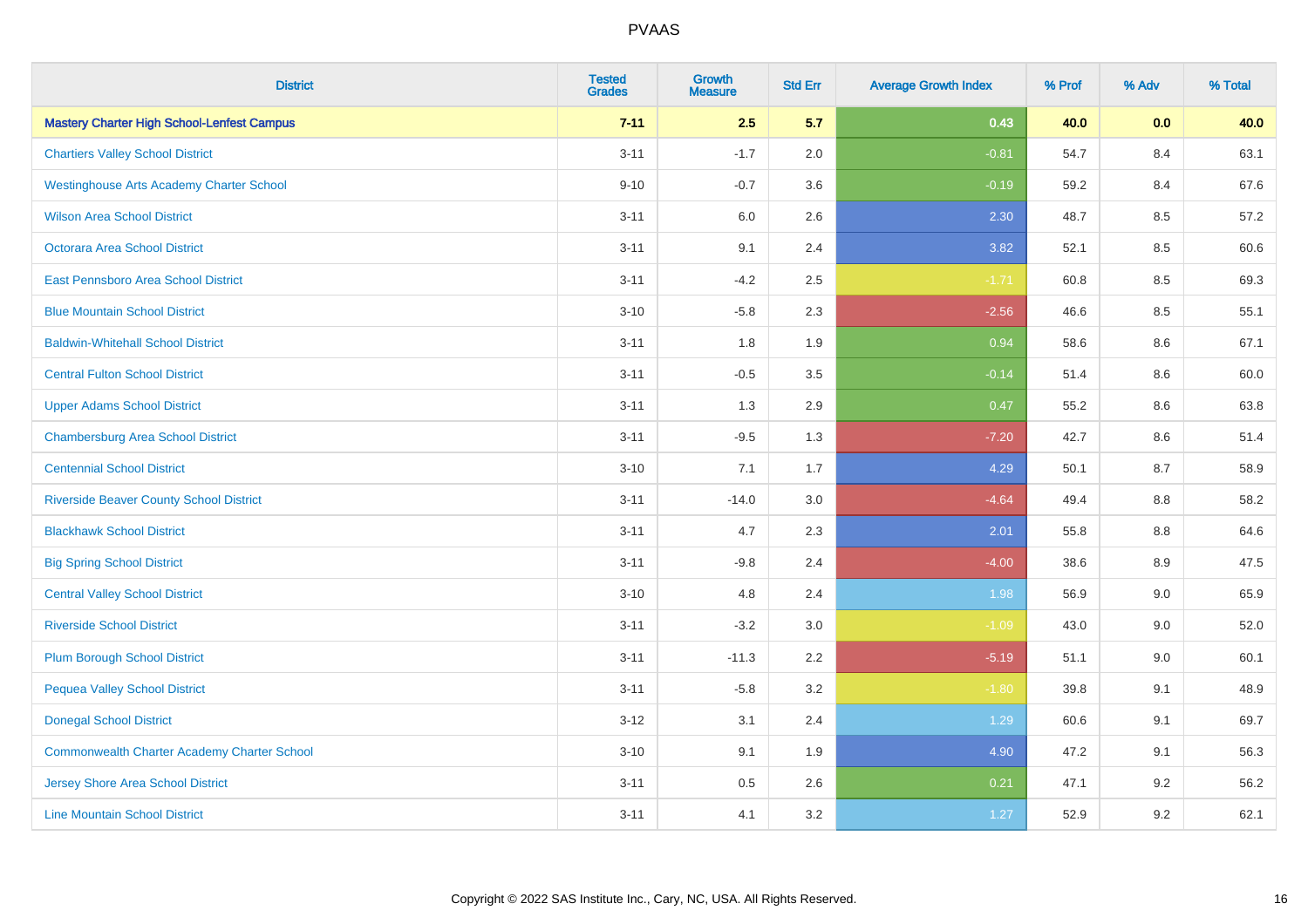# PVAAS

| District | Tested Grades | Growth Measure | Std Err | Average Growth Index | % Prof | % Adv | % Total |
|---|---|---|---|---|---|---|---|
| **Mastery Charter High School-Lenfest Campus** | **7-11** | **2.5** | **5.7** | **0.43** | **40.0** | **0.0** | **40.0** |
| Chartiers Valley School District | 3-11 | -1.7 | 2.0 | -0.81 | 54.7 | 8.4 | 63.1 |
| Westinghouse Arts Academy Charter School | 9-10 | -0.7 | 3.6 | -0.19 | 59.2 | 8.4 | 67.6 |
| Wilson Area School District | 3-11 | 6.0 | 2.6 | 2.30 | 48.7 | 8.5 | 57.2 |
| Octorara Area School District | 3-11 | 9.1 | 2.4 | 3.82 | 52.1 | 8.5 | 60.6 |
| East Pennsboro Area School District | 3-11 | -4.2 | 2.5 | -1.71 | 60.8 | 8.5 | 69.3 |
| Blue Mountain School District | 3-10 | -5.8 | 2.3 | -2.56 | 46.6 | 8.5 | 55.1 |
| Baldwin-Whitehall School District | 3-11 | 1.8 | 1.9 | 0.94 | 58.6 | 8.6 | 67.1 |
| Central Fulton School District | 3-11 | -0.5 | 3.5 | -0.14 | 51.4 | 8.6 | 60.0 |
| Upper Adams School District | 3-11 | 1.3 | 2.9 | 0.47 | 55.2 | 8.6 | 63.8 |
| Chambersburg Area School District | 3-11 | -9.5 | 1.3 | -7.20 | 42.7 | 8.6 | 51.4 |
| Centennial School District | 3-10 | 7.1 | 1.7 | 4.29 | 50.1 | 8.7 | 58.9 |
| Riverside Beaver County School District | 3-11 | -14.0 | 3.0 | -4.64 | 49.4 | 8.8 | 58.2 |
| Blackhawk School District | 3-11 | 4.7 | 2.3 | 2.01 | 55.8 | 8.8 | 64.6 |
| Big Spring School District | 3-11 | -9.8 | 2.4 | -4.00 | 38.6 | 8.9 | 47.5 |
| Central Valley School District | 3-10 | 4.8 | 2.4 | 1.98 | 56.9 | 9.0 | 65.9 |
| Riverside School District | 3-11 | -3.2 | 3.0 | -1.09 | 43.0 | 9.0 | 52.0 |
| Plum Borough School District | 3-11 | -11.3 | 2.2 | -5.19 | 51.1 | 9.0 | 60.1 |
| Pequea Valley School District | 3-11 | -5.8 | 3.2 | -1.80 | 39.8 | 9.1 | 48.9 |
| Donegal School District | 3-12 | 3.1 | 2.4 | 1.29 | 60.6 | 9.1 | 69.7 |
| Commonwealth Charter Academy Charter School | 3-10 | 9.1 | 1.9 | 4.90 | 47.2 | 9.1 | 56.3 |
| Jersey Shore Area School District | 3-11 | 0.5 | 2.6 | 0.21 | 47.1 | 9.2 | 56.2 |
| Line Mountain School District | 3-11 | 4.1 | 3.2 | 1.27 | 52.9 | 9.2 | 62.1 |

Copyright © 2022 SAS Institute Inc., Cary, NC, USA. All Rights Reserved.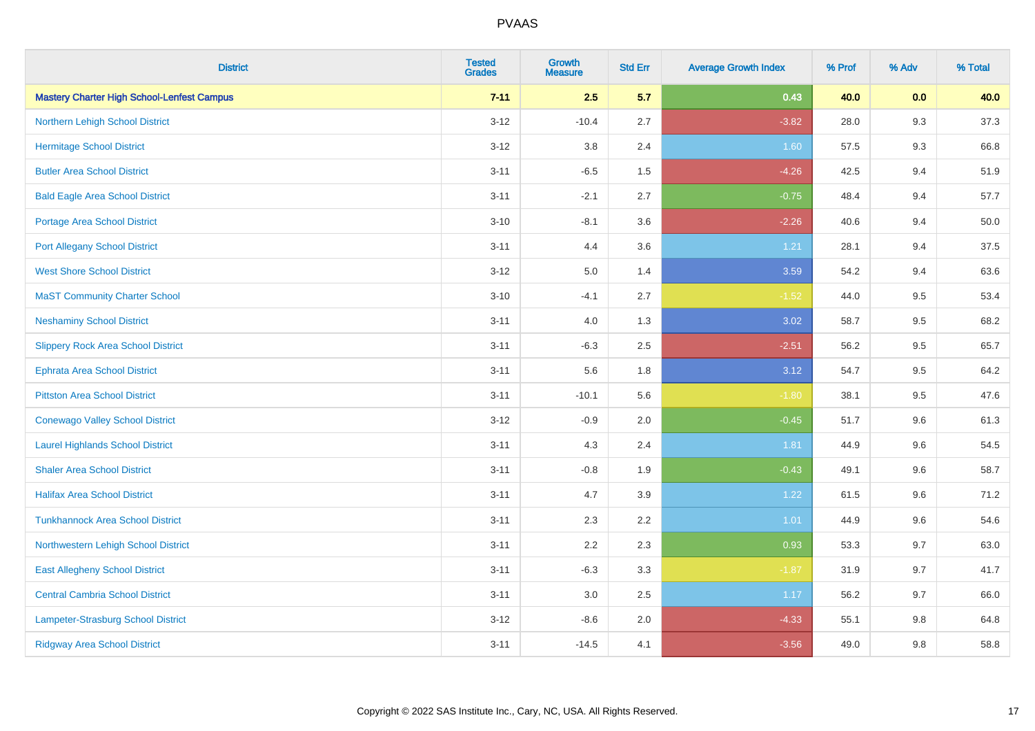| District | Tested Grades | Growth Measure | Std Err | Average Growth Index | % Prof | % Adv | % Total |
|---|---|---|---|---|---|---|---|
| **Mastery Charter High School-Lenfest Campus** | **7-11** | **2.5** | **5.7** | **0.43** | **40.0** | **0.0** | **40.0** |
| Northern Lehigh School District | 3-12 | -10.4 | 2.7 | -3.82 | 28.0 | 9.3 | 37.3 |
| Hermitage School District | 3-12 | 3.8 | 2.4 | 1.60 | 57.5 | 9.3 | 66.8 |
| Butler Area School District | 3-11 | -6.5 | 1.5 | -4.26 | 42.5 | 9.4 | 51.9 |
| Bald Eagle Area School District | 3-11 | -2.1 | 2.7 | -0.75 | 48.4 | 9.4 | 57.7 |
| Portage Area School District | 3-10 | -8.1 | 3.6 | -2.26 | 40.6 | 9.4 | 50.0 |
| Port Allegany School District | 3-11 | 4.4 | 3.6 | 1.21 | 28.1 | 9.4 | 37.5 |
| West Shore School District | 3-12 | 5.0 | 1.4 | 3.59 | 54.2 | 9.4 | 63.6 |
| MaST Community Charter School | 3-10 | -4.1 | 2.7 | -1.52 | 44.0 | 9.5 | 53.4 |
| Neshaminy School District | 3-11 | 4.0 | 1.3 | 3.02 | 58.7 | 9.5 | 68.2 |
| Slippery Rock Area School District | 3-11 | -6.3 | 2.5 | -2.51 | 56.2 | 9.5 | 65.7 |
| Ephrata Area School District | 3-11 | 5.6 | 1.8 | 3.12 | 54.7 | 9.5 | 64.2 |
| Pittston Area School District | 3-11 | -10.1 | 5.6 | -1.80 | 38.1 | 9.5 | 47.6 |
| Conewago Valley School District | 3-12 | -0.9 | 2.0 | -0.45 | 51.7 | 9.6 | 61.3 |
| Laurel Highlands School District | 3-11 | 4.3 | 2.4 | 1.81 | 44.9 | 9.6 | 54.5 |
| Shaler Area School District | 3-11 | -0.8 | 1.9 | -0.43 | 49.1 | 9.6 | 58.7 |
| Halifax Area School District | 3-11 | 4.7 | 3.9 | 1.22 | 61.5 | 9.6 | 71.2 |
| Tunkhannock Area School District | 3-11 | 2.3 | 2.2 | 1.01 | 44.9 | 9.6 | 54.6 |
| Northwestern Lehigh School District | 3-11 | 2.2 | 2.3 | 0.93 | 53.3 | 9.7 | 63.0 |
| East Allegheny School District | 3-11 | -6.3 | 3.3 | -1.87 | 31.9 | 9.7 | 41.7 |
| Central Cambria School District | 3-11 | 3.0 | 2.5 | 1.17 | 56.2 | 9.7 | 66.0 |
| Lampeter-Strasburg School District | 3-12 | -8.6 | 2.0 | -4.33 | 55.1 | 9.8 | 64.8 |
| Ridgway Area School District | 3-11 | -14.5 | 4.1 | -3.56 | 49.0 | 9.8 | 58.8 |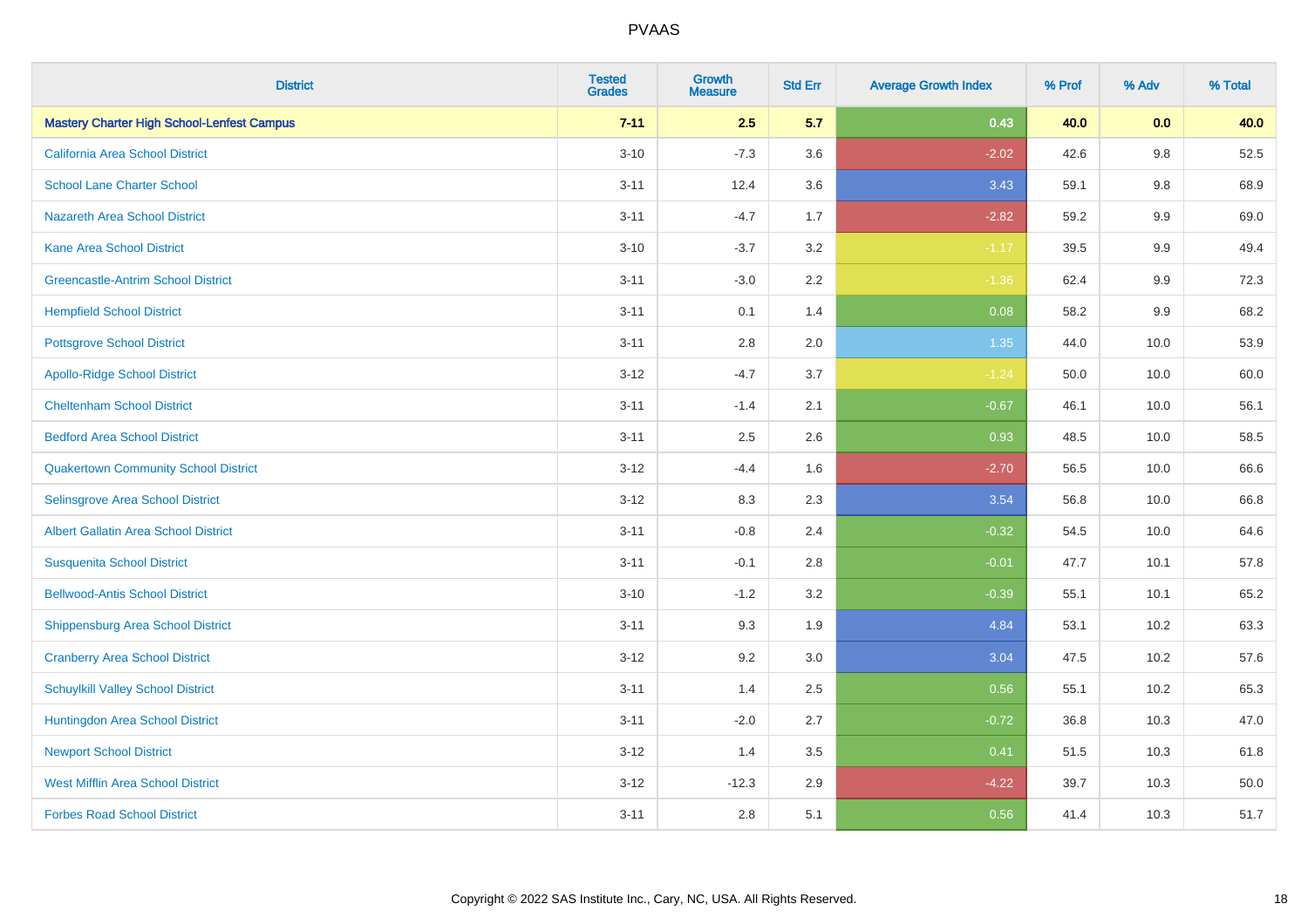| District | Tested Grades | Growth Measure | Std Err | Average Growth Index | % Prof | % Adv | % Total |
|---|---|---|---|---|---|---|---|
| **Mastery Charter High School-Lenfest Campus** | **7-11** | **2.5** | **5.7** | **0.43** | **40.0** | **0.0** | **40.0** |
| California Area School District | 3-10 | -7.3 | 3.6 | -2.02 | 42.6 | 9.8 | 52.5 |
| School Lane Charter School | 3-11 | 12.4 | 3.6 | 3.43 | 59.1 | 9.8 | 68.9 |
| Nazareth Area School District | 3-11 | -4.7 | 1.7 | -2.82 | 59.2 | 9.9 | 69.0 |
| Kane Area School District | 3-10 | -3.7 | 3.2 | -1.17 | 39.5 | 9.9 | 49.4 |
| Greencastle-Antrim School District | 3-11 | -3.0 | 2.2 | -1.36 | 62.4 | 9.9 | 72.3 |
| Hempfield School District | 3-11 | 0.1 | 1.4 | 0.08 | 58.2 | 9.9 | 68.2 |
| Pottsgrove School District | 3-11 | 2.8 | 2.0 | 1.35 | 44.0 | 10.0 | 53.9 |
| Apollo-Ridge School District | 3-12 | -4.7 | 3.7 | -1.24 | 50.0 | 10.0 | 60.0 |
| Cheltenham School District | 3-11 | -1.4 | 2.1 | -0.67 | 46.1 | 10.0 | 56.1 |
| Bedford Area School District | 3-11 | 2.5 | 2.6 | 0.93 | 48.5 | 10.0 | 58.5 |
| Quakertown Community School District | 3-12 | -4.4 | 1.6 | -2.70 | 56.5 | 10.0 | 66.6 |
| Selinsgrove Area School District | 3-12 | 8.3 | 2.3 | 3.54 | 56.8 | 10.0 | 66.8 |
| Albert Gallatin Area School District | 3-11 | -0.8 | 2.4 | -0.32 | 54.5 | 10.0 | 64.6 |
| Susquenita School District | 3-11 | -0.1 | 2.8 | -0.01 | 47.7 | 10.1 | 57.8 |
| Bellwood-Antis School District | 3-10 | -1.2 | 3.2 | -0.39 | 55.1 | 10.1 | 65.2 |
| Shippensburg Area School District | 3-11 | 9.3 | 1.9 | 4.84 | 53.1 | 10.2 | 63.3 |
| Cranberry Area School District | 3-12 | 9.2 | 3.0 | 3.04 | 47.5 | 10.2 | 57.6 |
| Schuylkill Valley School District | 3-11 | 1.4 | 2.5 | 0.56 | 55.1 | 10.2 | 65.3 |
| Huntingdon Area School District | 3-11 | -2.0 | 2.7 | -0.72 | 36.8 | 10.3 | 47.0 |
| Newport School District | 3-12 | 1.4 | 3.5 | 0.41 | 51.5 | 10.3 | 61.8 |
| West Mifflin Area School District | 3-12 | -12.3 | 2.9 | -4.22 | 39.7 | 10.3 | 50.0 |
| Forbes Road School District | 3-11 | 2.8 | 5.1 | 0.56 | 41.4 | 10.3 | 51.7 |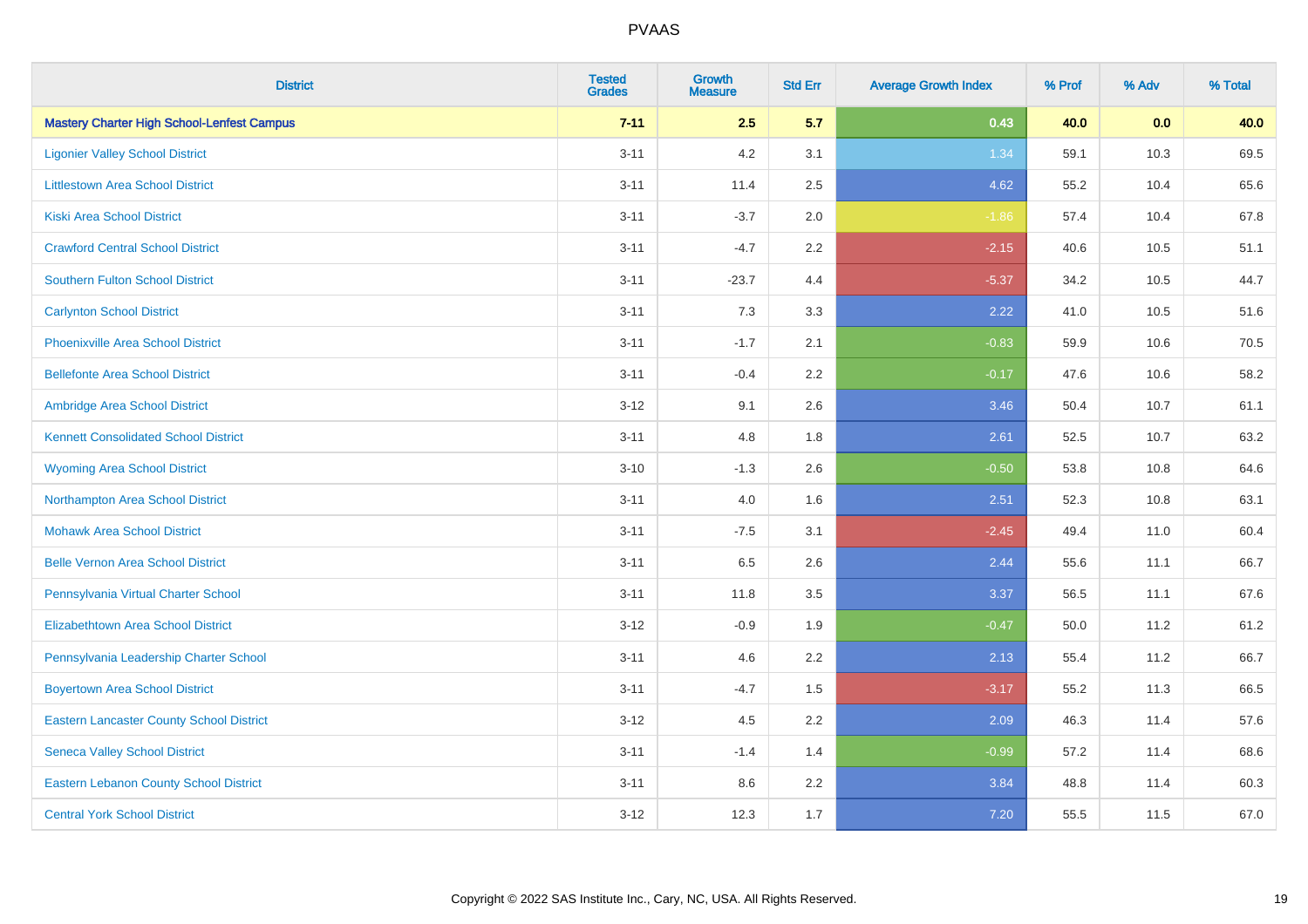| District | Tested Grades | Growth Measure | Std Err | Average Growth Index | % Prof | % Adv | % Total |
|---|---|---|---|---|---|---|---|
| **Mastery Charter High School-Lenfest Campus** | **7-11** | **2.5** | **5.7** | **0.43** | **40.0** | **0.0** | **40.0** |
| Ligonier Valley School District | 3-11 | 4.2 | 3.1 | 1.34 | 59.1 | 10.3 | 69.5 |
| Littlestown Area School District | 3-11 | 11.4 | 2.5 | 4.62 | 55.2 | 10.4 | 65.6 |
| Kiski Area School District | 3-11 | -3.7 | 2.0 | -1.86 | 57.4 | 10.4 | 67.8 |
| Crawford Central School District | 3-11 | -4.7 | 2.2 | -2.15 | 40.6 | 10.5 | 51.1 |
| Southern Fulton School District | 3-11 | -23.7 | 4.4 | -5.37 | 34.2 | 10.5 | 44.7 |
| Carlynton School District | 3-11 | 7.3 | 3.3 | 2.22 | 41.0 | 10.5 | 51.6 |
| Phoenixville Area School District | 3-11 | -1.7 | 2.1 | -0.83 | 59.9 | 10.6 | 70.5 |
| Bellefonte Area School District | 3-11 | -0.4 | 2.2 | -0.17 | 47.6 | 10.6 | 58.2 |
| Ambridge Area School District | 3-12 | 9.1 | 2.6 | 3.46 | 50.4 | 10.7 | 61.1 |
| Kennett Consolidated School District | 3-11 | 4.8 | 1.8 | 2.61 | 52.5 | 10.7 | 63.2 |
| Wyoming Area School District | 3-10 | -1.3 | 2.6 | -0.50 | 53.8 | 10.8 | 64.6 |
| Northampton Area School District | 3-11 | 4.0 | 1.6 | 2.51 | 52.3 | 10.8 | 63.1 |
| Mohawk Area School District | 3-11 | -7.5 | 3.1 | -2.45 | 49.4 | 11.0 | 60.4 |
| Belle Vernon Area School District | 3-11 | 6.5 | 2.6 | 2.44 | 55.6 | 11.1 | 66.7 |
| Pennsylvania Virtual Charter School | 3-11 | 11.8 | 3.5 | 3.37 | 56.5 | 11.1 | 67.6 |
| Elizabethtown Area School District | 3-12 | -0.9 | 1.9 | -0.47 | 50.0 | 11.2 | 61.2 |
| Pennsylvania Leadership Charter School | 3-11 | 4.6 | 2.2 | 2.13 | 55.4 | 11.2 | 66.7 |
| Boyertown Area School District | 3-11 | -4.7 | 1.5 | -3.17 | 55.2 | 11.3 | 66.5 |
| Eastern Lancaster County School District | 3-12 | 4.5 | 2.2 | 2.09 | 46.3 | 11.4 | 57.6 |
| Seneca Valley School District | 3-11 | -1.4 | 1.4 | -0.99 | 57.2 | 11.4 | 68.6 |
| Eastern Lebanon County School District | 3-11 | 8.6 | 2.2 | 3.84 | 48.8 | 11.4 | 60.3 |
| Central York School District | 3-12 | 12.3 | 1.7 | 7.20 | 55.5 | 11.5 | 67.0 |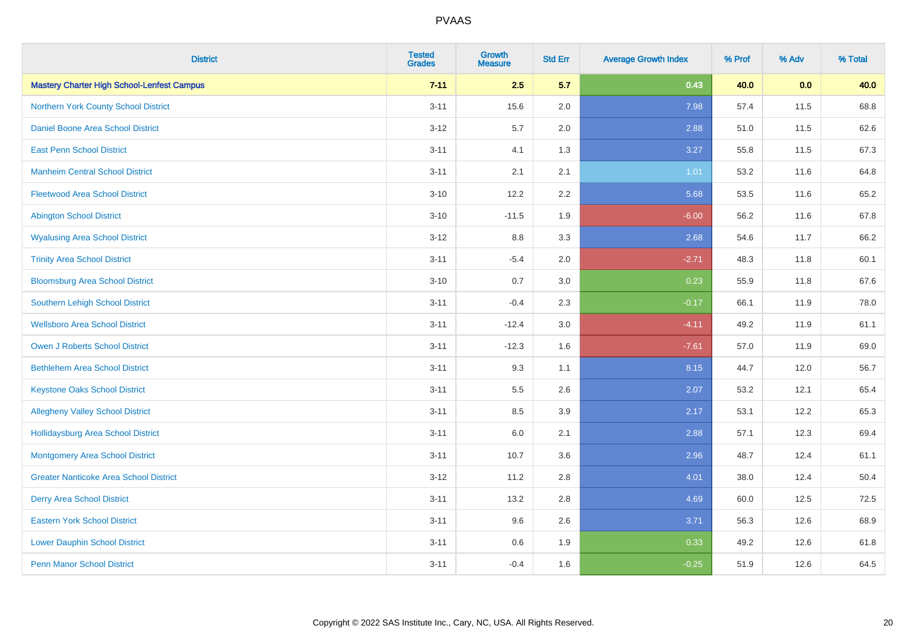PVAAS

| District | Tested Grades | Growth Measure | Std Err | Average Growth Index | % Prof | % Adv | % Total |
|---|---|---|---|---|---|---|---|
| **Mastery Charter High School-Lenfest Campus** | **7-11** | **2.5** | **5.7** | **0.43** | **40.0** | **0.0** | **40.0** |
| Northern York County School District | 3-11 | 15.6 | 2.0 | 7.98 | 57.4 | 11.5 | 68.8 |
| Daniel Boone Area School District | 3-12 | 5.7 | 2.0 | 2.88 | 51.0 | 11.5 | 62.6 |
| East Penn School District | 3-11 | 4.1 | 1.3 | 3.27 | 55.8 | 11.5 | 67.3 |
| Manheim Central School District | 3-11 | 2.1 | 2.1 | 1.01 | 53.2 | 11.6 | 64.8 |
| Fleetwood Area School District | 3-10 | 12.2 | 2.2 | 5.68 | 53.5 | 11.6 | 65.2 |
| Abington School District | 3-10 | -11.5 | 1.9 | -6.00 | 56.2 | 11.6 | 67.8 |
| Wyalusing Area School District | 3-12 | 8.8 | 3.3 | 2.68 | 54.6 | 11.7 | 66.2 |
| Trinity Area School District | 3-11 | -5.4 | 2.0 | -2.71 | 48.3 | 11.8 | 60.1 |
| Bloomsburg Area School District | 3-10 | 0.7 | 3.0 | 0.23 | 55.9 | 11.8 | 67.6 |
| Southern Lehigh School District | 3-11 | -0.4 | 2.3 | -0.17 | 66.1 | 11.9 | 78.0 |
| Wellsboro Area School District | 3-11 | -12.4 | 3.0 | -4.11 | 49.2 | 11.9 | 61.1 |
| Owen J Roberts School District | 3-11 | -12.3 | 1.6 | -7.61 | 57.0 | 11.9 | 69.0 |
| Bethlehem Area School District | 3-11 | 9.3 | 1.1 | 8.15 | 44.7 | 12.0 | 56.7 |
| Keystone Oaks School District | 3-11 | 5.5 | 2.6 | 2.07 | 53.2 | 12.1 | 65.4 |
| Allegheny Valley School District | 3-11 | 8.5 | 3.9 | 2.17 | 53.1 | 12.2 | 65.3 |
| Hollidaysburg Area School District | 3-11 | 6.0 | 2.1 | 2.88 | 57.1 | 12.3 | 69.4 |
| Montgomery Area School District | 3-11 | 10.7 | 3.6 | 2.96 | 48.7 | 12.4 | 61.1 |
| Greater Nanticoke Area School District | 3-12 | 11.2 | 2.8 | 4.01 | 38.0 | 12.4 | 50.4 |
| Derry Area School District | 3-11 | 13.2 | 2.8 | 4.69 | 60.0 | 12.5 | 72.5 |
| Eastern York School District | 3-11 | 9.6 | 2.6 | 3.71 | 56.3 | 12.6 | 68.9 |
| Lower Dauphin School District | 3-11 | 0.6 | 1.9 | 0.33 | 49.2 | 12.6 | 61.8 |
| Penn Manor School District | 3-11 | -0.4 | 1.6 | -0.25 | 51.9 | 12.6 | 64.5 |

Copyright © 2022 SAS Institute Inc., Cary, NC, USA. All Rights Reserved.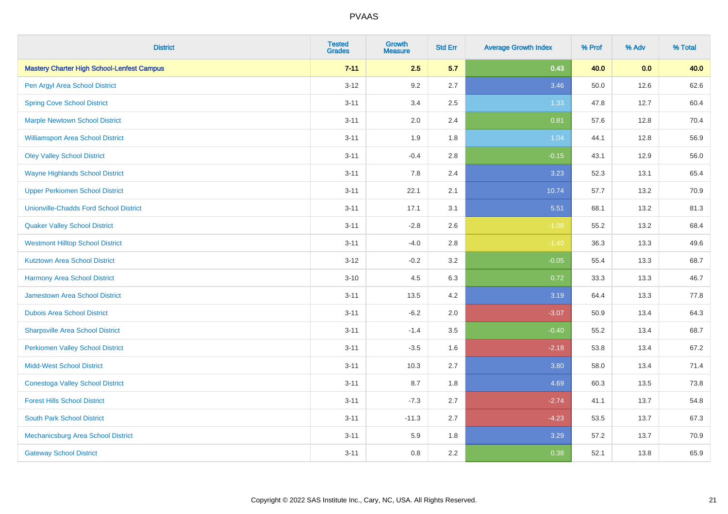# PVAAS

| District | Tested Grades | Growth Measure | Std Err | Average Growth Index | % Prof | % Adv | % Total |
|---|---|---|---|---|---|---|---|
| **Mastery Charter High School-Lenfest Campus** | **7-11** | **2.5** | **5.7** | **0.43** | **40.0** | **0.0** | **40.0** |
| Pen Argyl Area School District | 3-12 | 9.2 | 2.7 | 3.46 | 50.0 | 12.6 | 62.6 |
| Spring Cove School District | 3-11 | 3.4 | 2.5 | 1.33 | 47.8 | 12.7 | 60.4 |
| Marple Newtown School District | 3-11 | 2.0 | 2.4 | 0.81 | 57.6 | 12.8 | 70.4 |
| Williamsport Area School District | 3-11 | 1.9 | 1.8 | 1.04 | 44.1 | 12.8 | 56.9 |
| Oley Valley School District | 3-11 | -0.4 | 2.8 | -0.15 | 43.1 | 12.9 | 56.0 |
| Wayne Highlands School District | 3-11 | 7.8 | 2.4 | 3.23 | 52.3 | 13.1 | 65.4 |
| Upper Perkiomen School District | 3-11 | 22.1 | 2.1 | 10.74 | 57.7 | 13.2 | 70.9 |
| Unionville-Chadds Ford School District | 3-11 | 17.1 | 3.1 | 5.51 | 68.1 | 13.2 | 81.3 |
| Quaker Valley School District | 3-11 | -2.8 | 2.6 | -1.08 | 55.2 | 13.2 | 68.4 |
| Westmont Hilltop School District | 3-11 | -4.0 | 2.8 | -1.40 | 36.3 | 13.3 | 49.6 |
| Kutztown Area School District | 3-12 | -0.2 | 3.2 | -0.05 | 55.4 | 13.3 | 68.7 |
| Harmony Area School District | 3-10 | 4.5 | 6.3 | 0.72 | 33.3 | 13.3 | 46.7 |
| Jamestown Area School District | 3-11 | 13.5 | 4.2 | 3.19 | 64.4 | 13.3 | 77.8 |
| Dubois Area School District | 3-11 | -6.2 | 2.0 | -3.07 | 50.9 | 13.4 | 64.3 |
| Sharpsville Area School District | 3-11 | -1.4 | 3.5 | -0.40 | 55.2 | 13.4 | 68.7 |
| Perkiomen Valley School District | 3-11 | -3.5 | 1.6 | -2.18 | 53.8 | 13.4 | 67.2 |
| Midd-West School District | 3-11 | 10.3 | 2.7 | 3.80 | 58.0 | 13.4 | 71.4 |
| Conestoga Valley School District | 3-11 | 8.7 | 1.8 | 4.69 | 60.3 | 13.5 | 73.8 |
| Forest Hills School District | 3-11 | -7.3 | 2.7 | -2.74 | 41.1 | 13.7 | 54.8 |
| South Park School District | 3-11 | -11.3 | 2.7 | -4.23 | 53.5 | 13.7 | 67.3 |
| Mechanicsburg Area School District | 3-11 | 5.9 | 1.8 | 3.29 | 57.2 | 13.7 | 70.9 |
| Gateway School District | 3-11 | 0.8 | 2.2 | 0.38 | 52.1 | 13.8 | 65.9 |

Copyright © 2022 SAS Institute Inc., Cary, NC, USA. All Rights Reserved.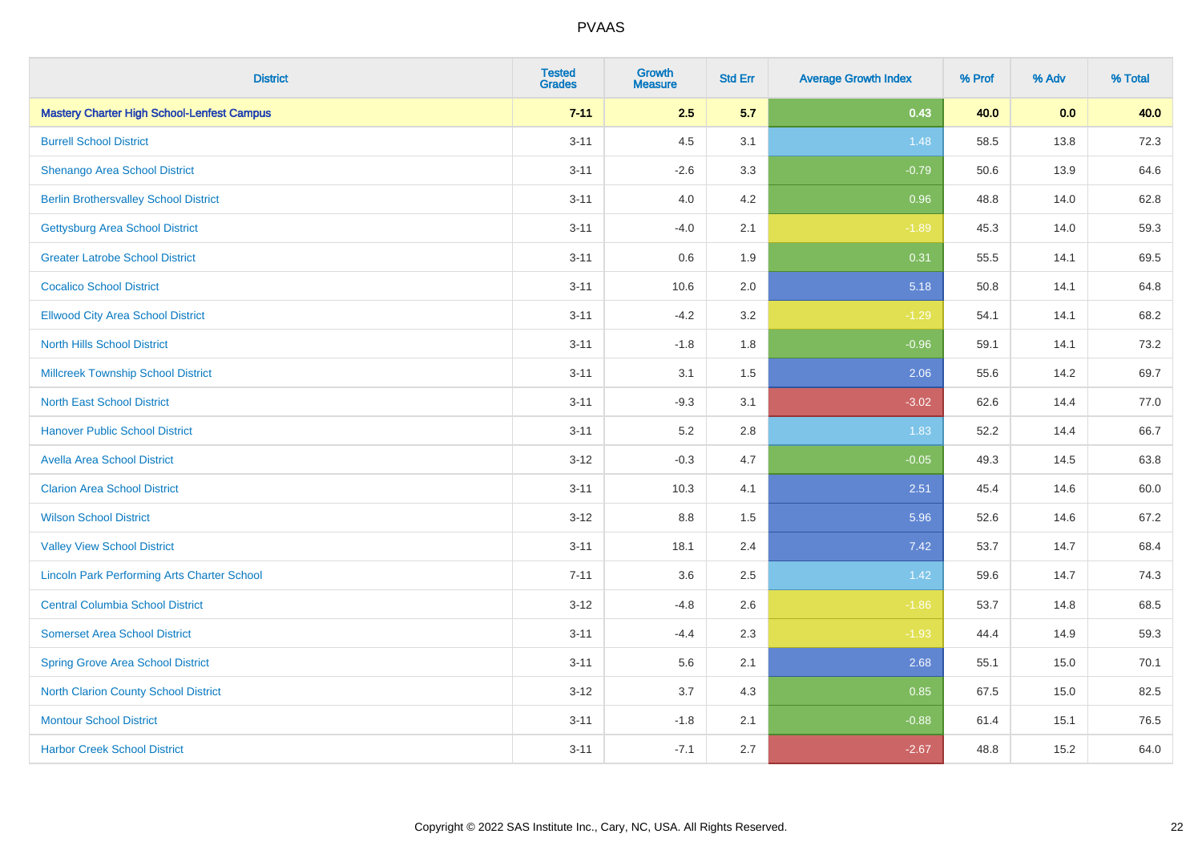# PVAAS

| District | Tested Grades | Growth Measure | Std Err | Average Growth Index | % Prof | % Adv | % Total |
|---|---|---|---|---|---|---|---|
| **Mastery Charter High School-Lenfest Campus** | **7-11** | **2.5** | **5.7** | **0.43** | **40.0** | **0.0** | **40.0** |
| Burrell School District | 3-11 | 4.5 | 3.1 | 1.48 | 58.5 | 13.8 | 72.3 |
| Shenango Area School District | 3-11 | -2.6 | 3.3 | -0.79 | 50.6 | 13.9 | 64.6 |
| Berlin Brothersvalley School District | 3-11 | 4.0 | 4.2 | 0.96 | 48.8 | 14.0 | 62.8 |
| Gettysburg Area School District | 3-11 | -4.0 | 2.1 | -1.89 | 45.3 | 14.0 | 59.3 |
| Greater Latrobe School District | 3-11 | 0.6 | 1.9 | 0.31 | 55.5 | 14.1 | 69.5 |
| Cocalico School District | 3-11 | 10.6 | 2.0 | 5.18 | 50.8 | 14.1 | 64.8 |
| Ellwood City Area School District | 3-11 | -4.2 | 3.2 | -1.29 | 54.1 | 14.1 | 68.2 |
| North Hills School District | 3-11 | -1.8 | 1.8 | -0.96 | 59.1 | 14.1 | 73.2 |
| Millcreek Township School District | 3-11 | 3.1 | 1.5 | 2.06 | 55.6 | 14.2 | 69.7 |
| North East School District | 3-11 | -9.3 | 3.1 | -3.02 | 62.6 | 14.4 | 77.0 |
| Hanover Public School District | 3-11 | 5.2 | 2.8 | 1.83 | 52.2 | 14.4 | 66.7 |
| Avella Area School District | 3-12 | -0.3 | 4.7 | -0.05 | 49.3 | 14.5 | 63.8 |
| Clarion Area School District | 3-11 | 10.3 | 4.1 | 2.51 | 45.4 | 14.6 | 60.0 |
| Wilson School District | 3-12 | 8.8 | 1.5 | 5.96 | 52.6 | 14.6 | 67.2 |
| Valley View School District | 3-11 | 18.1 | 2.4 | 7.42 | 53.7 | 14.7 | 68.4 |
| Lincoln Park Performing Arts Charter School | 7-11 | 3.6 | 2.5 | 1.42 | 59.6 | 14.7 | 74.3 |
| Central Columbia School District | 3-12 | -4.8 | 2.6 | -1.86 | 53.7 | 14.8 | 68.5 |
| Somerset Area School District | 3-11 | -4.4 | 2.3 | -1.93 | 44.4 | 14.9 | 59.3 |
| Spring Grove Area School District | 3-11 | 5.6 | 2.1 | 2.68 | 55.1 | 15.0 | 70.1 |
| North Clarion County School District | 3-12 | 3.7 | 4.3 | 0.85 | 67.5 | 15.0 | 82.5 |
| Montour School District | 3-11 | -1.8 | 2.1 | -0.88 | 61.4 | 15.1 | 76.5 |
| Harbor Creek School District | 3-11 | -7.1 | 2.7 | -2.67 | 48.8 | 15.2 | 64.0 |

Copyright © 2022 SAS Institute Inc., Cary, NC, USA. All Rights Reserved.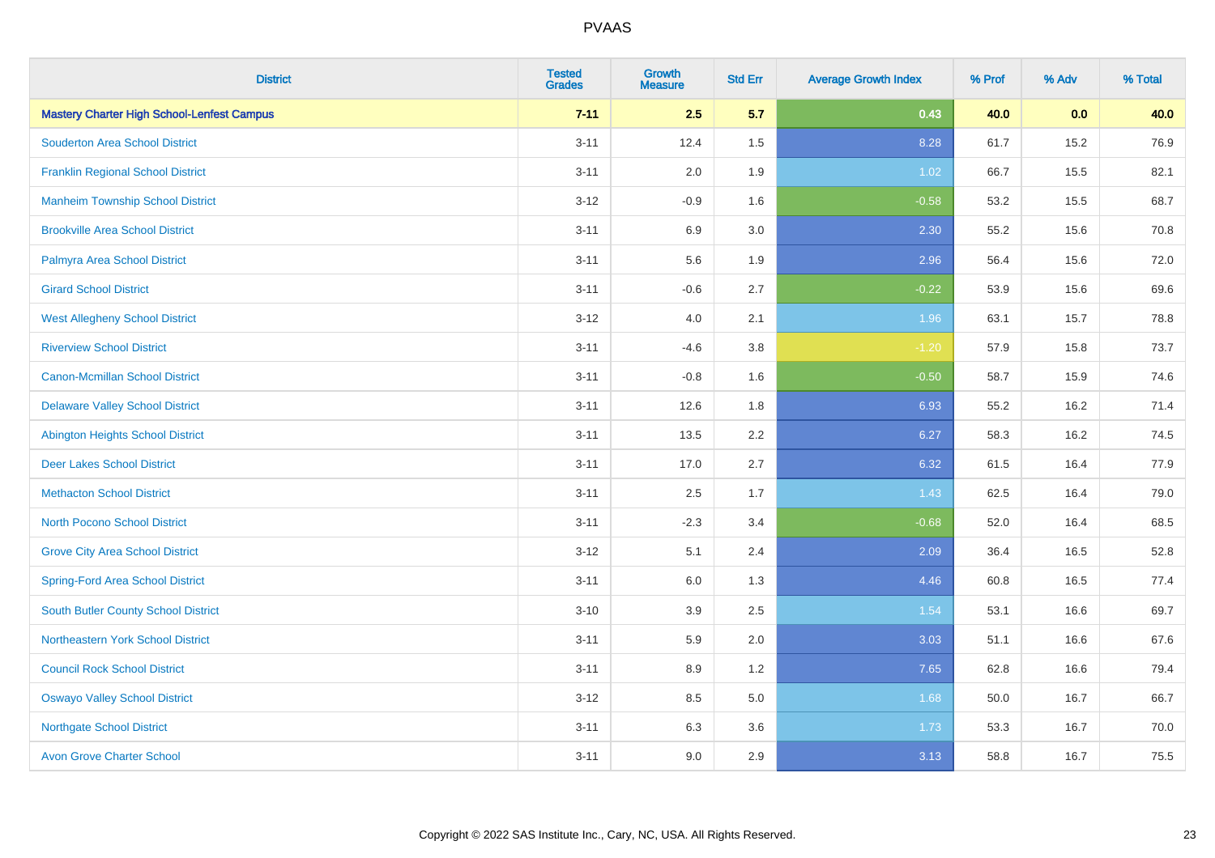| District | Tested Grades | Growth Measure | Std Err | Average Growth Index | % Prof | % Adv | % Total |
|---|---|---|---|---|---|---|---|
| **Mastery Charter High School-Lenfest Campus** | **7-11** | **2.5** | **5.7** | **0.43** | **40.0** | **0.0** | **40.0** |
| Souderton Area School District | 3-11 | 12.4 | 1.5 | 8.28 | 61.7 | 15.2 | 76.9 |
| Franklin Regional School District | 3-11 | 2.0 | 1.9 | 1.02 | 66.7 | 15.5 | 82.1 |
| Manheim Township School District | 3-12 | -0.9 | 1.6 | -0.58 | 53.2 | 15.5 | 68.7 |
| Brookville Area School District | 3-11 | 6.9 | 3.0 | 2.30 | 55.2 | 15.6 | 70.8 |
| Palmyra Area School District | 3-11 | 5.6 | 1.9 | 2.96 | 56.4 | 15.6 | 72.0 |
| Girard School District | 3-11 | -0.6 | 2.7 | -0.22 | 53.9 | 15.6 | 69.6 |
| West Allegheny School District | 3-12 | 4.0 | 2.1 | 1.96 | 63.1 | 15.7 | 78.8 |
| Riverview School District | 3-11 | -4.6 | 3.8 | -1.20 | 57.9 | 15.8 | 73.7 |
| Canon-Mcmillan School District | 3-11 | -0.8 | 1.6 | -0.50 | 58.7 | 15.9 | 74.6 |
| Delaware Valley School District | 3-11 | 12.6 | 1.8 | 6.93 | 55.2 | 16.2 | 71.4 |
| Abington Heights School District | 3-11 | 13.5 | 2.2 | 6.27 | 58.3 | 16.2 | 74.5 |
| Deer Lakes School District | 3-11 | 17.0 | 2.7 | 6.32 | 61.5 | 16.4 | 77.9 |
| Methacton School District | 3-11 | 2.5 | 1.7 | 1.43 | 62.5 | 16.4 | 79.0 |
| North Pocono School District | 3-11 | -2.3 | 3.4 | -0.68 | 52.0 | 16.4 | 68.5 |
| Grove City Area School District | 3-12 | 5.1 | 2.4 | 2.09 | 36.4 | 16.5 | 52.8 |
| Spring-Ford Area School District | 3-11 | 6.0 | 1.3 | 4.46 | 60.8 | 16.5 | 77.4 |
| South Butler County School District | 3-10 | 3.9 | 2.5 | 1.54 | 53.1 | 16.6 | 69.7 |
| Northeastern York School District | 3-11 | 5.9 | 2.0 | 3.03 | 51.1 | 16.6 | 67.6 |
| Council Rock School District | 3-11 | 8.9 | 1.2 | 7.65 | 62.8 | 16.6 | 79.4 |
| Oswayo Valley School District | 3-12 | 8.5 | 5.0 | 1.68 | 50.0 | 16.7 | 66.7 |
| Northgate School District | 3-11 | 6.3 | 3.6 | 1.73 | 53.3 | 16.7 | 70.0 |
| Avon Grove Charter School | 3-11 | 9.0 | 2.9 | 3.13 | 58.8 | 16.7 | 75.5 |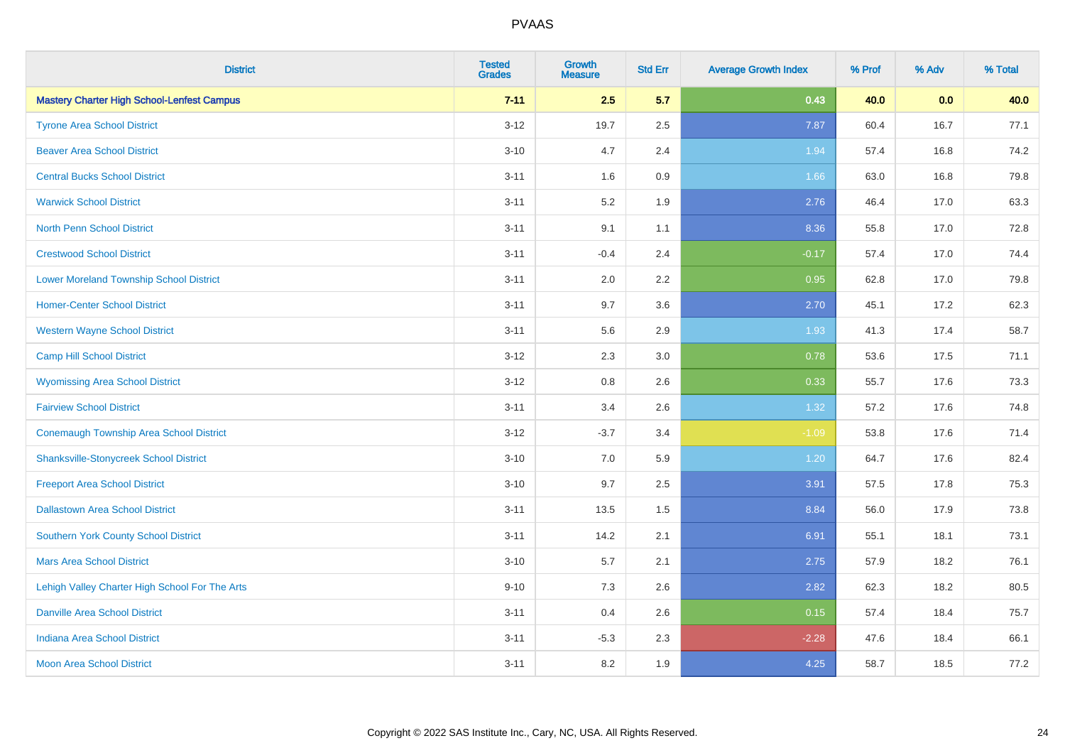| District | Tested Grades | Growth Measure | Std Err | Average Growth Index | % Prof | % Adv | % Total |
|---|---|---|---|---|---|---|---|
| **Mastery Charter High School-Lenfest Campus** | **7-11** | **2.5** | **5.7** | **0.43** | **40.0** | **0.0** | **40.0** |
| Tyrone Area School District | 3-12 | 19.7 | 2.5 | 7.87 | 60.4 | 16.7 | 77.1 |
| Beaver Area School District | 3-10 | 4.7 | 2.4 | 1.94 | 57.4 | 16.8 | 74.2 |
| Central Bucks School District | 3-11 | 1.6 | 0.9 | 1.66 | 63.0 | 16.8 | 79.8 |
| Warwick School District | 3-11 | 5.2 | 1.9 | 2.76 | 46.4 | 17.0 | 63.3 |
| North Penn School District | 3-11 | 9.1 | 1.1 | 8.36 | 55.8 | 17.0 | 72.8 |
| Crestwood School District | 3-11 | -0.4 | 2.4 | -0.17 | 57.4 | 17.0 | 74.4 |
| Lower Moreland Township School District | 3-11 | 2.0 | 2.2 | 0.95 | 62.8 | 17.0 | 79.8 |
| Homer-Center School District | 3-11 | 9.7 | 3.6 | 2.70 | 45.1 | 17.2 | 62.3 |
| Western Wayne School District | 3-11 | 5.6 | 2.9 | 1.93 | 41.3 | 17.4 | 58.7 |
| Camp Hill School District | 3-12 | 2.3 | 3.0 | 0.78 | 53.6 | 17.5 | 71.1 |
| Wyomissing Area School District | 3-12 | 0.8 | 2.6 | 0.33 | 55.7 | 17.6 | 73.3 |
| Fairview School District | 3-11 | 3.4 | 2.6 | 1.32 | 57.2 | 17.6 | 74.8 |
| Conemaugh Township Area School District | 3-12 | -3.7 | 3.4 | -1.09 | 53.8 | 17.6 | 71.4 |
| Shanksville-Stonycreek School District | 3-10 | 7.0 | 5.9 | 1.20 | 64.7 | 17.6 | 82.4 |
| Freeport Area School District | 3-10 | 9.7 | 2.5 | 3.91 | 57.5 | 17.8 | 75.3 |
| Dallastown Area School District | 3-11 | 13.5 | 1.5 | 8.84 | 56.0 | 17.9 | 73.8 |
| Southern York County School District | 3-11 | 14.2 | 2.1 | 6.91 | 55.1 | 18.1 | 73.1 |
| Mars Area School District | 3-10 | 5.7 | 2.1 | 2.75 | 57.9 | 18.2 | 76.1 |
| Lehigh Valley Charter High School For The Arts | 9-10 | 7.3 | 2.6 | 2.82 | 62.3 | 18.2 | 80.5 |
| Danville Area School District | 3-11 | 0.4 | 2.6 | 0.15 | 57.4 | 18.4 | 75.7 |
| Indiana Area School District | 3-11 | -5.3 | 2.3 | -2.28 | 47.6 | 18.4 | 66.1 |
| Moon Area School District | 3-11 | 8.2 | 1.9 | 4.25 | 58.7 | 18.5 | 77.2 |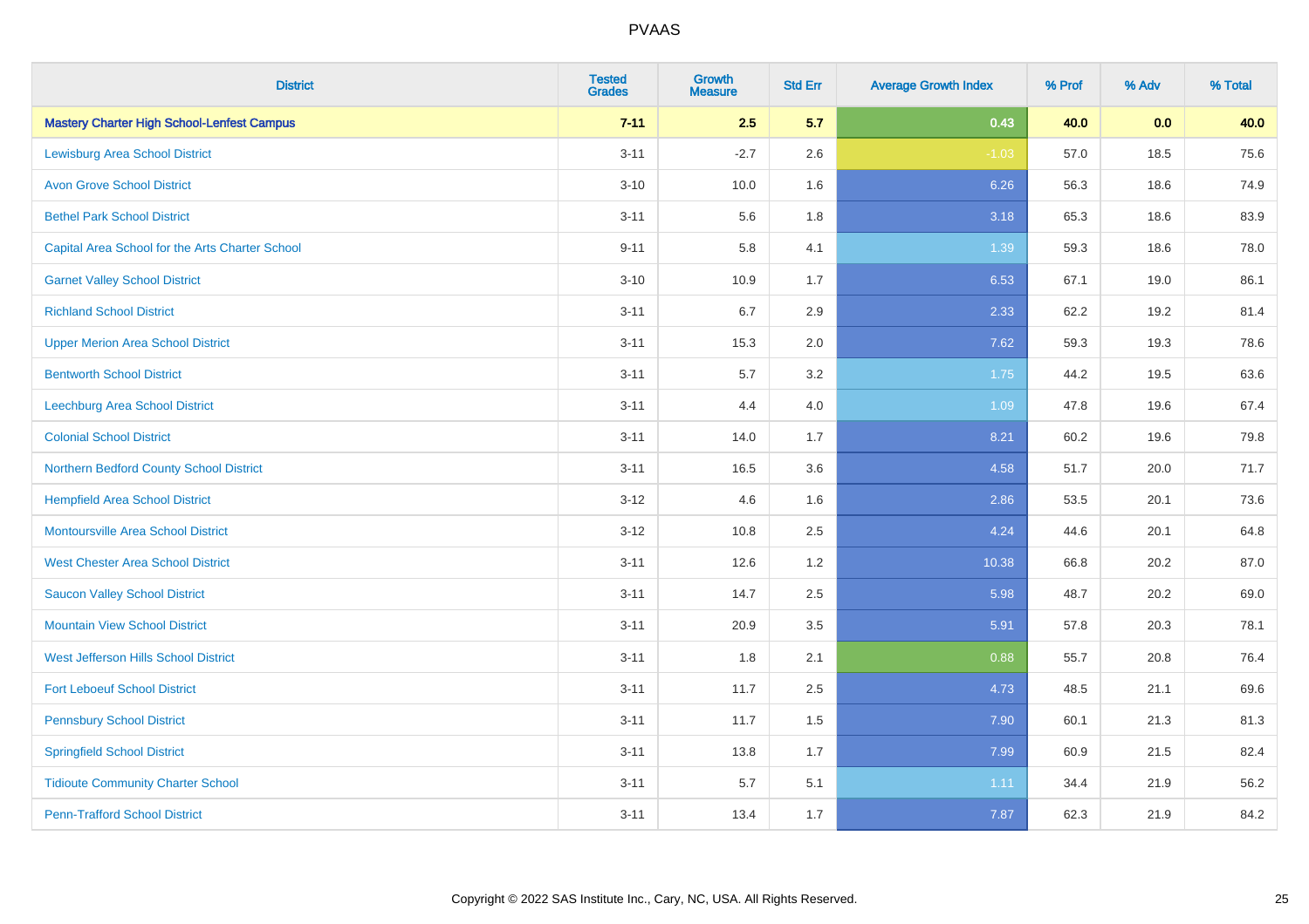| District | Tested Grades | Growth Measure | Std Err | Average Growth Index | % Prof | % Adv | % Total |
|---|---|---|---|---|---|---|---|
| **Mastery Charter High School-Lenfest Campus** | **7-11** | **2.5** | **5.7** | **0.43** | **40.0** | **0.0** | **40.0** |
| Lewisburg Area School District | 3-11 | -2.7 | 2.6 | -1.03 | 57.0 | 18.5 | 75.6 |
| Avon Grove School District | 3-10 | 10.0 | 1.6 | 6.26 | 56.3 | 18.6 | 74.9 |
| Bethel Park School District | 3-11 | 5.6 | 1.8 | 3.18 | 65.3 | 18.6 | 83.9 |
| Capital Area School for the Arts Charter School | 9-11 | 5.8 | 4.1 | 1.39 | 59.3 | 18.6 | 78.0 |
| Garnet Valley School District | 3-10 | 10.9 | 1.7 | 6.53 | 67.1 | 19.0 | 86.1 |
| Richland School District | 3-11 | 6.7 | 2.9 | 2.33 | 62.2 | 19.2 | 81.4 |
| Upper Merion Area School District | 3-11 | 15.3 | 2.0 | 7.62 | 59.3 | 19.3 | 78.6 |
| Bentworth School District | 3-11 | 5.7 | 3.2 | 1.75 | 44.2 | 19.5 | 63.6 |
| Leechburg Area School District | 3-11 | 4.4 | 4.0 | 1.09 | 47.8 | 19.6 | 67.4 |
| Colonial School District | 3-11 | 14.0 | 1.7 | 8.21 | 60.2 | 19.6 | 79.8 |
| Northern Bedford County School District | 3-11 | 16.5 | 3.6 | 4.58 | 51.7 | 20.0 | 71.7 |
| Hempfield Area School District | 3-12 | 4.6 | 1.6 | 2.86 | 53.5 | 20.1 | 73.6 |
| Montoursville Area School District | 3-12 | 10.8 | 2.5 | 4.24 | 44.6 | 20.1 | 64.8 |
| West Chester Area School District | 3-11 | 12.6 | 1.2 | 10.38 | 66.8 | 20.2 | 87.0 |
| Saucon Valley School District | 3-11 | 14.7 | 2.5 | 5.98 | 48.7 | 20.2 | 69.0 |
| Mountain View School District | 3-11 | 20.9 | 3.5 | 5.91 | 57.8 | 20.3 | 78.1 |
| West Jefferson Hills School District | 3-11 | 1.8 | 2.1 | 0.88 | 55.7 | 20.8 | 76.4 |
| Fort Leboeuf School District | 3-11 | 11.7 | 2.5 | 4.73 | 48.5 | 21.1 | 69.6 |
| Pennsbury School District | 3-11 | 11.7 | 1.5 | 7.90 | 60.1 | 21.3 | 81.3 |
| Springfield School District | 3-11 | 13.8 | 1.7 | 7.99 | 60.9 | 21.5 | 82.4 |
| Tidioute Community Charter School | 3-11 | 5.7 | 5.1 | 1.11 | 34.4 | 21.9 | 56.2 |
| Penn-Trafford School District | 3-11 | 13.4 | 1.7 | 7.87 | 62.3 | 21.9 | 84.2 |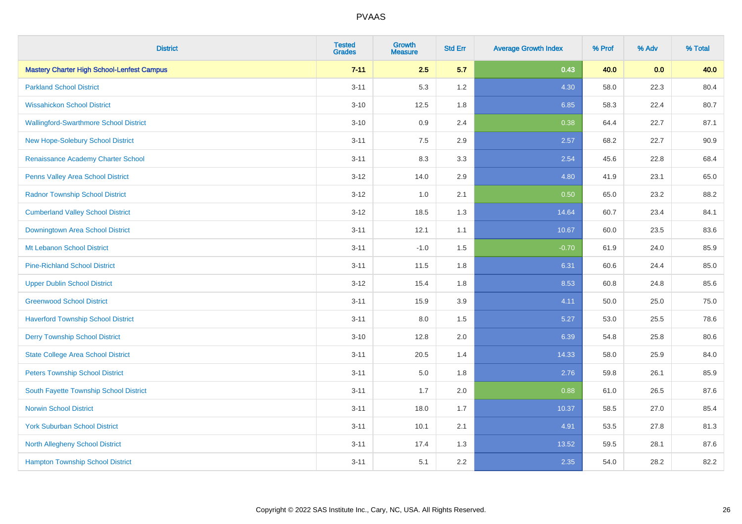| District | Tested Grades | Growth Measure | Std Err | Average Growth Index | % Prof | % Adv | % Total |
|---|---|---|---|---|---|---|---|
| **Mastery Charter High School-Lenfest Campus** | **7-11** | **2.5** | **5.7** | **0.43** | **40.0** | **0.0** | **40.0** |
| Parkland School District | 3-11 | 5.3 | 1.2 | 4.30 | 58.0 | 22.3 | 80.4 |
| Wissahickon School District | 3-10 | 12.5 | 1.8 | 6.85 | 58.3 | 22.4 | 80.7 |
| Wallingford-Swarthmore School District | 3-10 | 0.9 | 2.4 | 0.38 | 64.4 | 22.7 | 87.1 |
| New Hope-Solebury School District | 3-11 | 7.5 | 2.9 | 2.57 | 68.2 | 22.7 | 90.9 |
| Renaissance Academy Charter School | 3-11 | 8.3 | 3.3 | 2.54 | 45.6 | 22.8 | 68.4 |
| Penns Valley Area School District | 3-12 | 14.0 | 2.9 | 4.80 | 41.9 | 23.1 | 65.0 |
| Radnor Township School District | 3-12 | 1.0 | 2.1 | 0.50 | 65.0 | 23.2 | 88.2 |
| Cumberland Valley School District | 3-12 | 18.5 | 1.3 | 14.64 | 60.7 | 23.4 | 84.1 |
| Downingtown Area School District | 3-11 | 12.1 | 1.1 | 10.67 | 60.0 | 23.5 | 83.6 |
| Mt Lebanon School District | 3-11 | -1.0 | 1.5 | -0.70 | 61.9 | 24.0 | 85.9 |
| Pine-Richland School District | 3-11 | 11.5 | 1.8 | 6.31 | 60.6 | 24.4 | 85.0 |
| Upper Dublin School District | 3-12 | 15.4 | 1.8 | 8.53 | 60.8 | 24.8 | 85.6 |
| Greenwood School District | 3-11 | 15.9 | 3.9 | 4.11 | 50.0 | 25.0 | 75.0 |
| Haverford Township School District | 3-11 | 8.0 | 1.5 | 5.27 | 53.0 | 25.5 | 78.6 |
| Derry Township School District | 3-10 | 12.8 | 2.0 | 6.39 | 54.8 | 25.8 | 80.6 |
| State College Area School District | 3-11 | 20.5 | 1.4 | 14.33 | 58.0 | 25.9 | 84.0 |
| Peters Township School District | 3-11 | 5.0 | 1.8 | 2.76 | 59.8 | 26.1 | 85.9 |
| South Fayette Township School District | 3-11 | 1.7 | 2.0 | 0.88 | 61.0 | 26.5 | 87.6 |
| Norwin School District | 3-11 | 18.0 | 1.7 | 10.37 | 58.5 | 27.0 | 85.4 |
| York Suburban School District | 3-11 | 10.1 | 2.1 | 4.91 | 53.5 | 27.8 | 81.3 |
| North Allegheny School District | 3-11 | 17.4 | 1.3 | 13.52 | 59.5 | 28.1 | 87.6 |
| Hampton Township School District | 3-11 | 5.1 | 2.2 | 2.35 | 54.0 | 28.2 | 82.2 |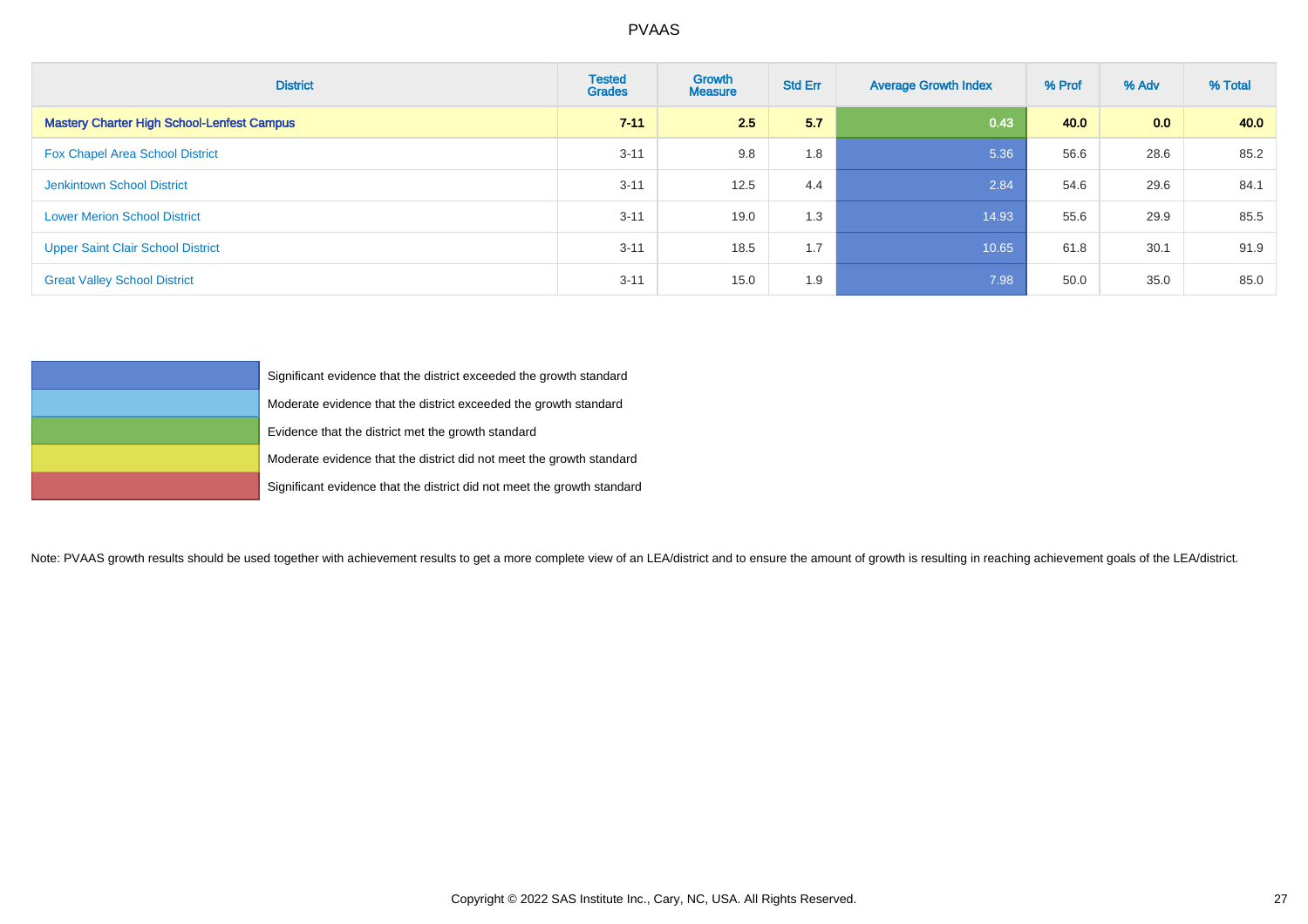# PVAAS

| District | Tested Grades | Growth Measure | Std Err | Average Growth Index | % Prof | % Adv | % Total |
|---|---|---|---|---|---|---|---|
| **Mastery Charter High School-Lenfest Campus** | **7-11** | **2.5** | **5.7** | **0.43** | **40.0** | **0.0** | **40.0** |
| Fox Chapel Area School District | 3-11 | 9.8 | 1.8 | 5.36 | 56.6 | 28.6 | 85.2 |
| Jenkintown School District | 3-11 | 12.5 | 4.4 | 2.84 | 54.6 | 29.6 | 84.1 |
| Lower Merion School District | 3-11 | 19.0 | 1.3 | 14.93 | 55.6 | 29.9 | 85.5 |
| Upper Saint Clair School District | 3-11 | 18.5 | 1.7 | 10.65 | 61.8 | 30.1 | 91.9 |
| Great Valley School District | 3-11 | 15.0 | 1.9 | 7.98 | 50.0 | 35.0 | 85.0 |

Significant evidence that the district exceeded the growth standard

Moderate evidence that the district exceeded the growth standard

Evidence that the district met the growth standard

Moderate evidence that the district did not meet the growth standard

Significant evidence that the district did not meet the growth standard

Note: PVAAS growth results should be used together with achievement results to get a more complete view of an LEA/district and to ensure the amount of growth is resulting in reaching achievement goals of the LEA/district.

Copyright © 2022 SAS Institute Inc., Cary, NC, USA. All Rights Reserved.